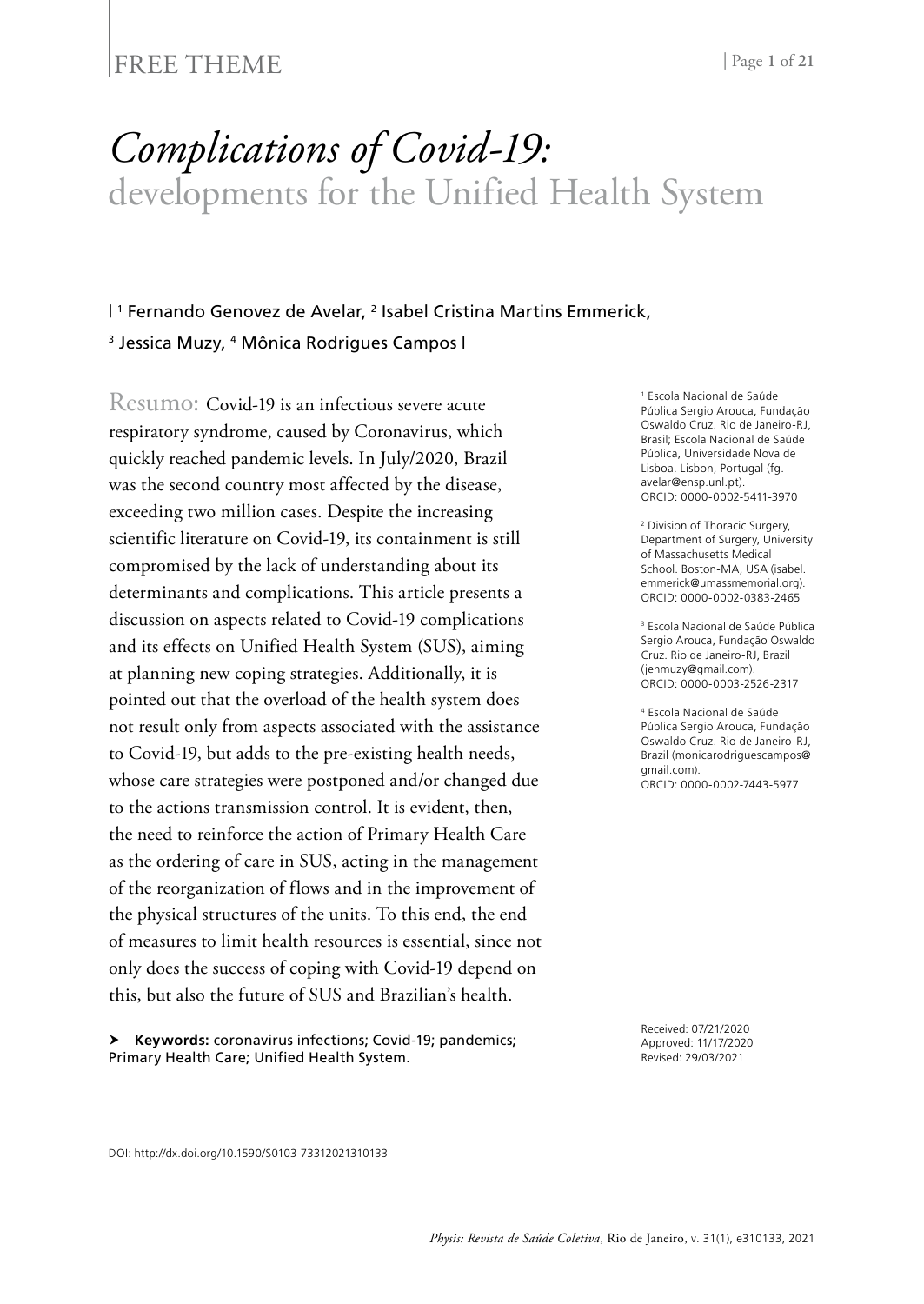FREE THEME

# *Complications of Covid-19:* developments for the Unified Health System

| [1] Fernando Genovez de Avelar, [2] Isabel Cristina Martins Emmerick, [3] Jessica Muzy, [4] Mônica Rodrigues Campos |

Resumo: Covid-19 is an infectious severe acute respiratory syndrome, caused by Coronavirus, which quickly reached pandemic levels. In July/2020, Brazil was the second country most affected by the disease, exceeding two million cases. Despite the increasing scientific literature on Covid-19, its containment is still compromised by the lack of understanding about its determinants and complications. This article presents a discussion on aspects related to Covid-19 complications and its effects on Unified Health System (SUS), aiming at planning new coping strategies. Additionally, it is pointed out that the overload of the health system does not result only from aspects associated with the assistance to Covid-19, but adds to the pre-existing health needs, whose care strategies were postponed and/or changed due to the actions transmission control. It is evident, then, the need to reinforce the action of Primary Health Care as the ordering of care in SUS, acting in the management of the reorganization of flows and in the improvement of the physical structures of the units. To this end, the end of measures to limit health resources is essential, since not only does the success of coping with Covid-19 depend on this, but also the future of SUS and Brazilian's health.

➤ **Keywords:** coronavirus infections; Covid-19; pandemics; Primary Health Care; Unified Health System.

[1] Escola Nacional de Saúde Pública Sergio Arouca, Fundação Oswaldo Cruz. Rio de Janeiro-RJ, Brasil; Escola Nacional de Saúde Pública, Universidade Nova de Lisboa. Lisbon, Portugal (fg.avelar@ensp.unl.pt). ORCID: 0000-0002-5411-3970

[2] Division of Thoracic Surgery, Department of Surgery, University of Massachusetts Medical School. Boston-MA, USA (isabel.emmerick@umassmemorial.org). ORCID: 0000-0002-0383-2465

[3] Escola Nacional de Saúde Pública Sergio Arouca, Fundação Oswaldo Cruz. Rio de Janeiro-RJ, Brazil (jehmuzy@gmail.com). ORCID: 0000-0003-2526-2317

[4] Escola Nacional de Saúde Pública Sergio Arouca, Fundação Oswaldo Cruz. Rio de Janeiro-RJ, Brazil (monicarodriguescampos@gmail.com). ORCID: 0000-0002-7443-5977

Received: 07/21/2020
Approved: 11/17/2020
Revised: 29/03/2021

DOI: http://dx.doi.org/10.1590/S0103-73312021310133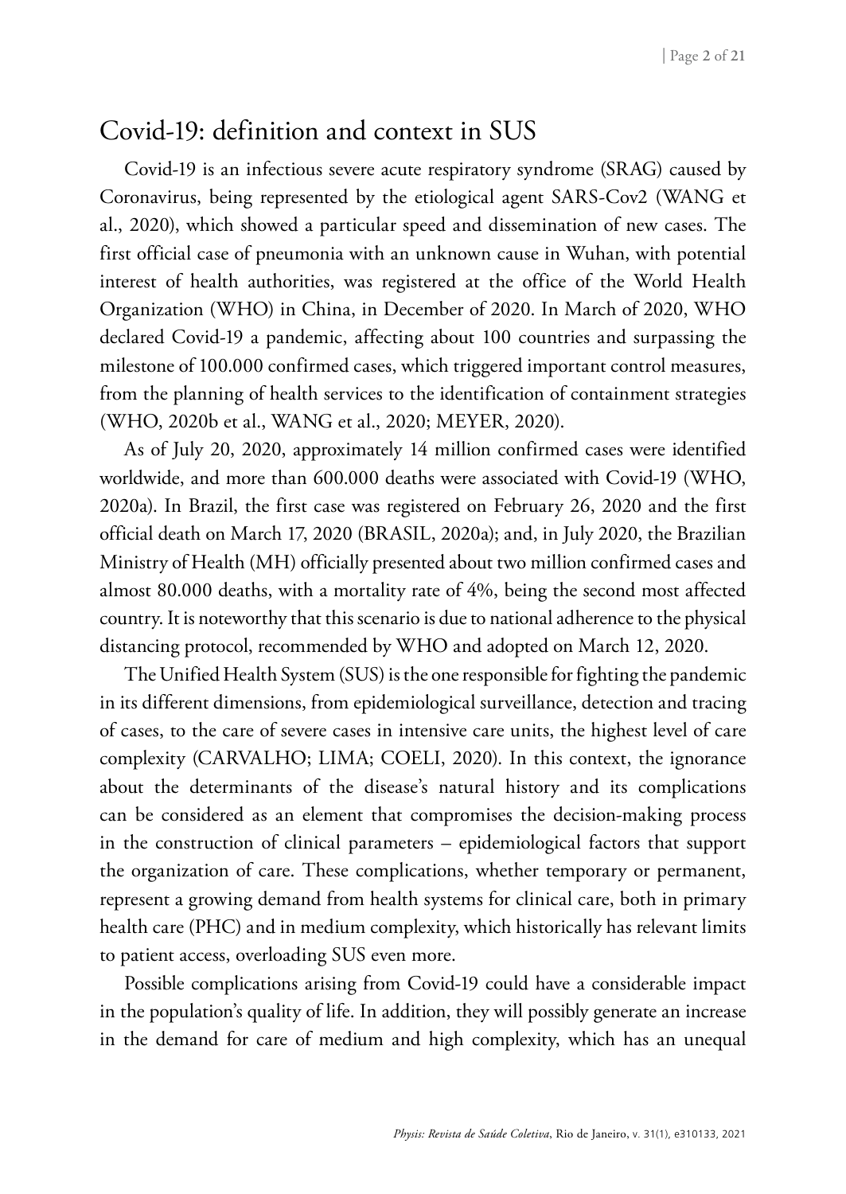## Covid-19: definition and context in SUS

Covid-19 is an infectious severe acute respiratory syndrome (SRAG) caused by Coronavirus, being represented by the etiological agent SARS-Cov2 (WANG et al., 2020), which showed a particular speed and dissemination of new cases. The first official case of pneumonia with an unknown cause in Wuhan, with potential interest of health authorities, was registered at the office of the World Health Organization (WHO) in China, in December of 2020. In March of 2020, WHO declared Covid-19 a pandemic, affecting about 100 countries and surpassing the milestone of 100.000 confirmed cases, which triggered important control measures, from the planning of health services to the identification of containment strategies (WHO, 2020b et al., WANG et al., 2020; MEYER, 2020).

As of July 20, 2020, approximately 14 million confirmed cases were identified worldwide, and more than 600.000 deaths were associated with Covid-19 (WHO, 2020a). In Brazil, the first case was registered on February 26, 2020 and the first official death on March 17, 2020 (BRASIL, 2020a); and, in July 2020, the Brazilian Ministry of Health (MH) officially presented about two million confirmed cases and almost 80.000 deaths, with a mortality rate of 4%, being the second most affected country. It is noteworthy that this scenario is due to national adherence to the physical distancing protocol, recommended by WHO and adopted on March 12, 2020.

The Unified Health System (SUS) is the one responsible for fighting the pandemic in its different dimensions, from epidemiological surveillance, detection and tracing of cases, to the care of severe cases in intensive care units, the highest level of care complexity (CARVALHO; LIMA; COELI, 2020). In this context, the ignorance about the determinants of the disease's natural history and its complications can be considered as an element that compromises the decision-making process in the construction of clinical parameters – epidemiological factors that support the organization of care. These complications, whether temporary or permanent, represent a growing demand from health systems for clinical care, both in primary health care (PHC) and in medium complexity, which historically has relevant limits to patient access, overloading SUS even more.

Possible complications arising from Covid-19 could have a considerable impact in the population's quality of life. In addition, they will possibly generate an increase in the demand for care of medium and high complexity, which has an unequal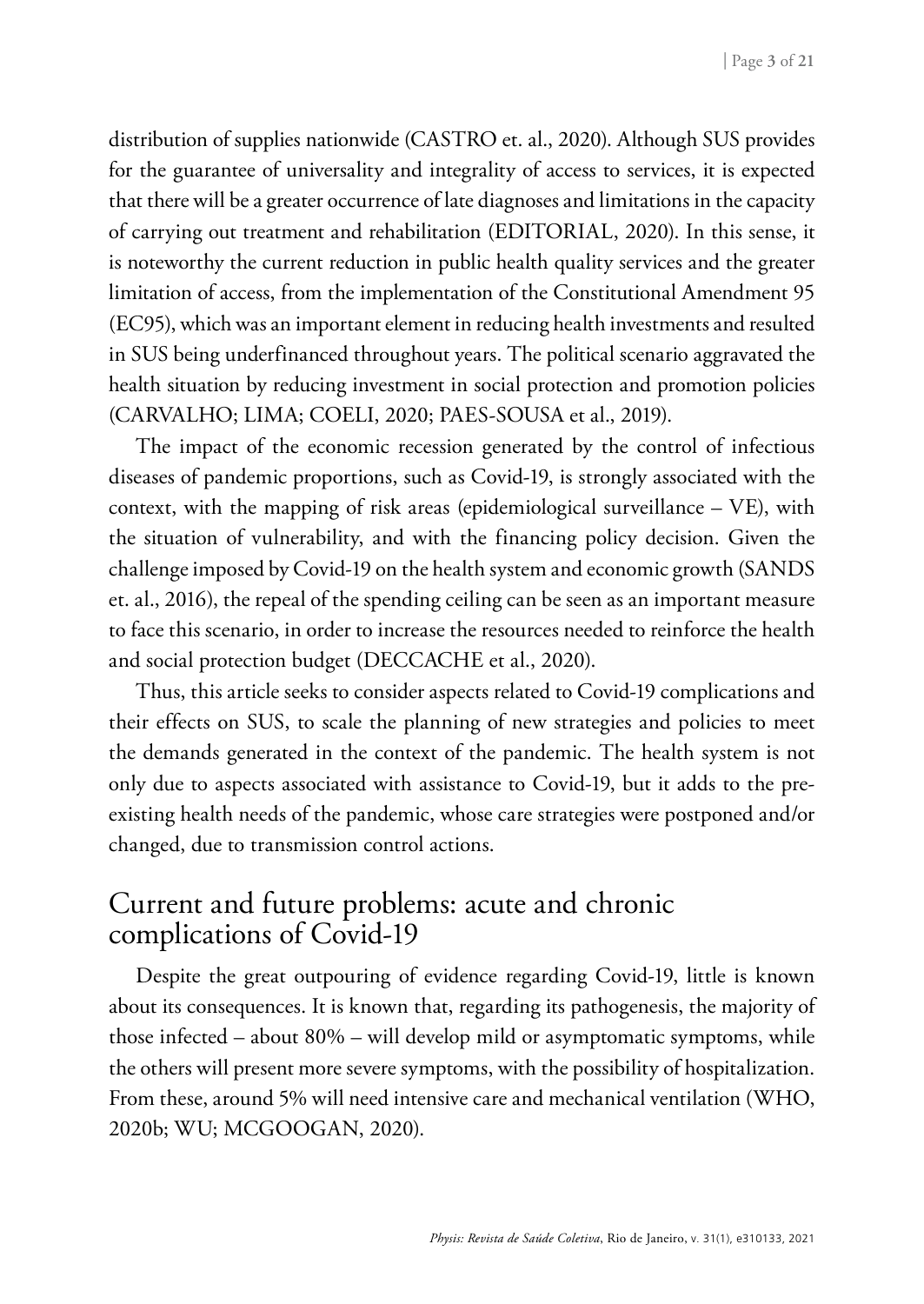distribution of supplies nationwide (CASTRO et. al., 2020). Although SUS provides for the guarantee of universality and integrality of access to services, it is expected that there will be a greater occurrence of late diagnoses and limitations in the capacity of carrying out treatment and rehabilitation (EDITORIAL, 2020). In this sense, it is noteworthy the current reduction in public health quality services and the greater limitation of access, from the implementation of the Constitutional Amendment 95 (EC95), which was an important element in reducing health investments and resulted in SUS being underfinanced throughout years. The political scenario aggravated the health situation by reducing investment in social protection and promotion policies (CARVALHO; LIMA; COELI, 2020; PAES-SOUSA et al., 2019).

The impact of the economic recession generated by the control of infectious diseases of pandemic proportions, such as Covid-19, is strongly associated with the context, with the mapping of risk areas (epidemiological surveillance – VE), with the situation of vulnerability, and with the financing policy decision. Given the challenge imposed by Covid-19 on the health system and economic growth (SANDS et. al., 2016), the repeal of the spending ceiling can be seen as an important measure to face this scenario, in order to increase the resources needed to reinforce the health and social protection budget (DECCACHE et al., 2020).

Thus, this article seeks to consider aspects related to Covid-19 complications and their effects on SUS, to scale the planning of new strategies and policies to meet the demands generated in the context of the pandemic. The health system is not only due to aspects associated with assistance to Covid-19, but it adds to the pre-existing health needs of the pandemic, whose care strategies were postponed and/or changed, due to transmission control actions.

## Current and future problems: acute and chronic complications of Covid-19

Despite the great outpouring of evidence regarding Covid-19, little is known about its consequences. It is known that, regarding its pathogenesis, the majority of those infected – about 80% – will develop mild or asymptomatic symptoms, while the others will present more severe symptoms, with the possibility of hospitalization. From these, around 5% will need intensive care and mechanical ventilation (WHO, 2020b; WU; MCGOOGAN, 2020).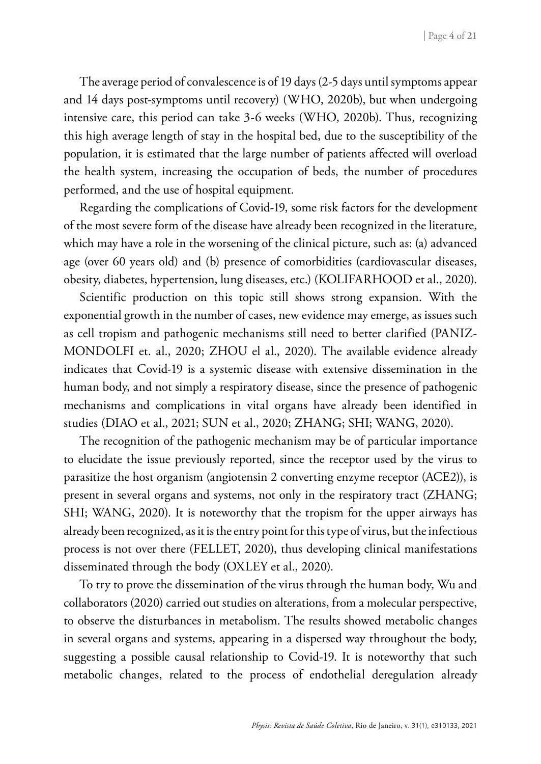The average period of convalescence is of 19 days (2-5 days until symptoms appear and 14 days post-symptoms until recovery) (WHO, 2020b), but when undergoing intensive care, this period can take 3-6 weeks (WHO, 2020b). Thus, recognizing this high average length of stay in the hospital bed, due to the susceptibility of the population, it is estimated that the large number of patients affected will overload the health system, increasing the occupation of beds, the number of procedures performed, and the use of hospital equipment.

Regarding the complications of Covid-19, some risk factors for the development of the most severe form of the disease have already been recognized in the literature, which may have a role in the worsening of the clinical picture, such as: (a) advanced age (over 60 years old) and (b) presence of comorbidities (cardiovascular diseases, obesity, diabetes, hypertension, lung diseases, etc.) (KOLIFARHOOD et al., 2020).

Scientific production on this topic still shows strong expansion. With the exponential growth in the number of cases, new evidence may emerge, as issues such as cell tropism and pathogenic mechanisms still need to better clarified (PANIZ-MONDOLFI et. al., 2020; ZHOU el al., 2020). The available evidence already indicates that Covid-19 is a systemic disease with extensive dissemination in the human body, and not simply a respiratory disease, since the presence of pathogenic mechanisms and complications in vital organs have already been identified in studies (DIAO et al., 2021; SUN et al., 2020; ZHANG; SHI; WANG, 2020).

The recognition of the pathogenic mechanism may be of particular importance to elucidate the issue previously reported, since the receptor used by the virus to parasitize the host organism (angiotensin 2 converting enzyme receptor (ACE2)), is present in several organs and systems, not only in the respiratory tract (ZHANG; SHI; WANG, 2020). It is noteworthy that the tropism for the upper airways has already been recognized, as it is the entry point for this type of virus, but the infectious process is not over there (FELLET, 2020), thus developing clinical manifestations disseminated through the body (OXLEY et al., 2020).

To try to prove the dissemination of the virus through the human body, Wu and collaborators (2020) carried out studies on alterations, from a molecular perspective, to observe the disturbances in metabolism. The results showed metabolic changes in several organs and systems, appearing in a dispersed way throughout the body, suggesting a possible causal relationship to Covid-19. It is noteworthy that such metabolic changes, related to the process of endothelial deregulation already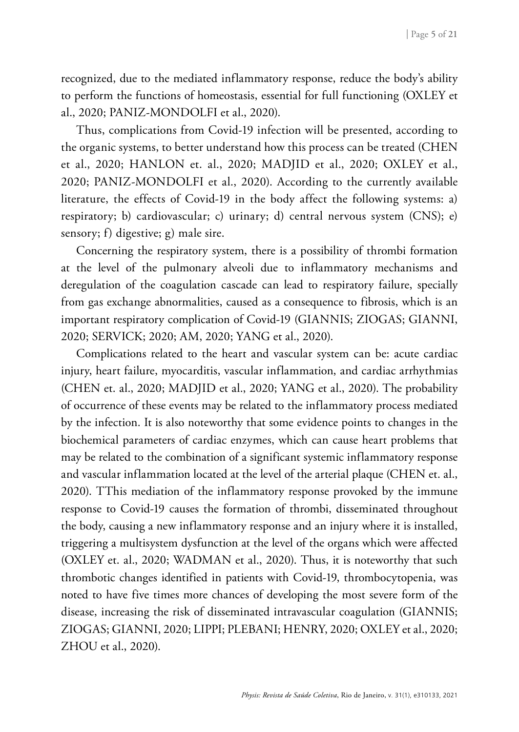recognized, due to the mediated inflammatory response, reduce the body's ability to perform the functions of homeostasis, essential for full functioning (OXLEY et al., 2020; PANIZ-MONDOLFI et al., 2020).

Thus, complications from Covid-19 infection will be presented, according to the organic systems, to better understand how this process can be treated (CHEN et al., 2020; HANLON et. al., 2020; MADJID et al., 2020; OXLEY et al., 2020; PANIZ-MONDOLFI et al., 2020). According to the currently available literature, the effects of Covid-19 in the body affect the following systems: a) respiratory; b) cardiovascular; c) urinary; d) central nervous system (CNS); e) sensory; f) digestive; g) male sire.

Concerning the respiratory system, there is a possibility of thrombi formation at the level of the pulmonary alveoli due to inflammatory mechanisms and deregulation of the coagulation cascade can lead to respiratory failure, specially from gas exchange abnormalities, caused as a consequence to fibrosis, which is an important respiratory complication of Covid-19 (GIANNIS; ZIOGAS; GIANNI, 2020; SERVICK; 2020; AM, 2020; YANG et al., 2020).

Complications related to the heart and vascular system can be: acute cardiac injury, heart failure, myocarditis, vascular inflammation, and cardiac arrhythmias (CHEN et. al., 2020; MADJID et al., 2020; YANG et al., 2020). The probability of occurrence of these events may be related to the inflammatory process mediated by the infection. It is also noteworthy that some evidence points to changes in the biochemical parameters of cardiac enzymes, which can cause heart problems that may be related to the combination of a significant systemic inflammatory response and vascular inflammation located at the level of the arterial plaque (CHEN et. al., 2020). TThis mediation of the inflammatory response provoked by the immune response to Covid-19 causes the formation of thrombi, disseminated throughout the body, causing a new inflammatory response and an injury where it is installed, triggering a multisystem dysfunction at the level of the organs which were affected (OXLEY et. al., 2020; WADMAN et al., 2020). Thus, it is noteworthy that such thrombotic changes identified in patients with Covid-19, thrombocytopenia, was noted to have five times more chances of developing the most severe form of the disease, increasing the risk of disseminated intravascular coagulation (GIANNIS; ZIOGAS; GIANNI, 2020; LIPPI; PLEBANI; HENRY, 2020; OXLEY et al., 2020; ZHOU et al., 2020).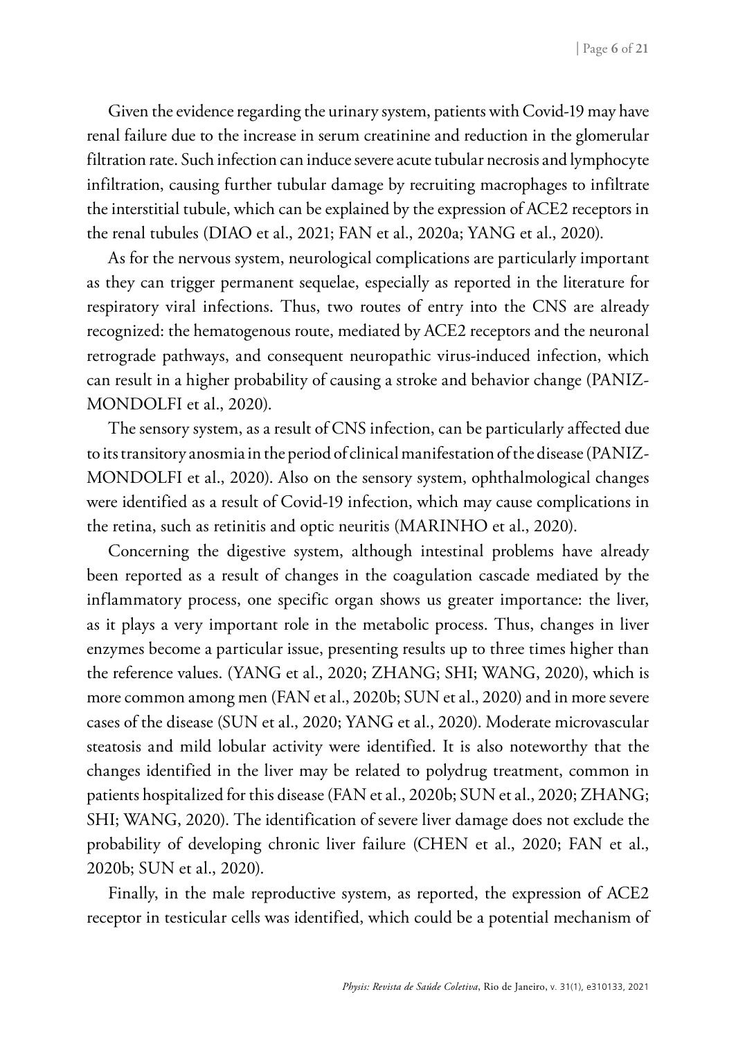Given the evidence regarding the urinary system, patients with Covid-19 may have renal failure due to the increase in serum creatinine and reduction in the glomerular filtration rate. Such infection can induce severe acute tubular necrosis and lymphocyte infiltration, causing further tubular damage by recruiting macrophages to infiltrate the interstitial tubule, which can be explained by the expression of ACE2 receptors in the renal tubules (DIAO et al., 2021; FAN et al., 2020a; YANG et al., 2020).

As for the nervous system, neurological complications are particularly important as they can trigger permanent sequelae, especially as reported in the literature for respiratory viral infections. Thus, two routes of entry into the CNS are already recognized: the hematogenous route, mediated by ACE2 receptors and the neuronal retrograde pathways, and consequent neuropathic virus-induced infection, which can result in a higher probability of causing a stroke and behavior change (PANIZ-MONDOLFI et al., 2020).

The sensory system, as a result of CNS infection, can be particularly affected due to its transitory anosmia in the period of clinical manifestation of the disease (PANIZ-MONDOLFI et al., 2020). Also on the sensory system, ophthalmological changes were identified as a result of Covid-19 infection, which may cause complications in the retina, such as retinitis and optic neuritis (MARINHO et al., 2020).

Concerning the digestive system, although intestinal problems have already been reported as a result of changes in the coagulation cascade mediated by the inflammatory process, one specific organ shows us greater importance: the liver, as it plays a very important role in the metabolic process. Thus, changes in liver enzymes become a particular issue, presenting results up to three times higher than the reference values. (YANG et al., 2020; ZHANG; SHI; WANG, 2020), which is more common among men (FAN et al., 2020b; SUN et al., 2020) and in more severe cases of the disease (SUN et al., 2020; YANG et al., 2020). Moderate microvascular steatosis and mild lobular activity were identified. It is also noteworthy that the changes identified in the liver may be related to polydrug treatment, common in patients hospitalized for this disease (FAN et al., 2020b; SUN et al., 2020; ZHANG; SHI; WANG, 2020). The identification of severe liver damage does not exclude the probability of developing chronic liver failure (CHEN et al., 2020; FAN et al., 2020b; SUN et al., 2020).

Finally, in the male reproductive system, as reported, the expression of ACE2 receptor in testicular cells was identified, which could be a potential mechanism of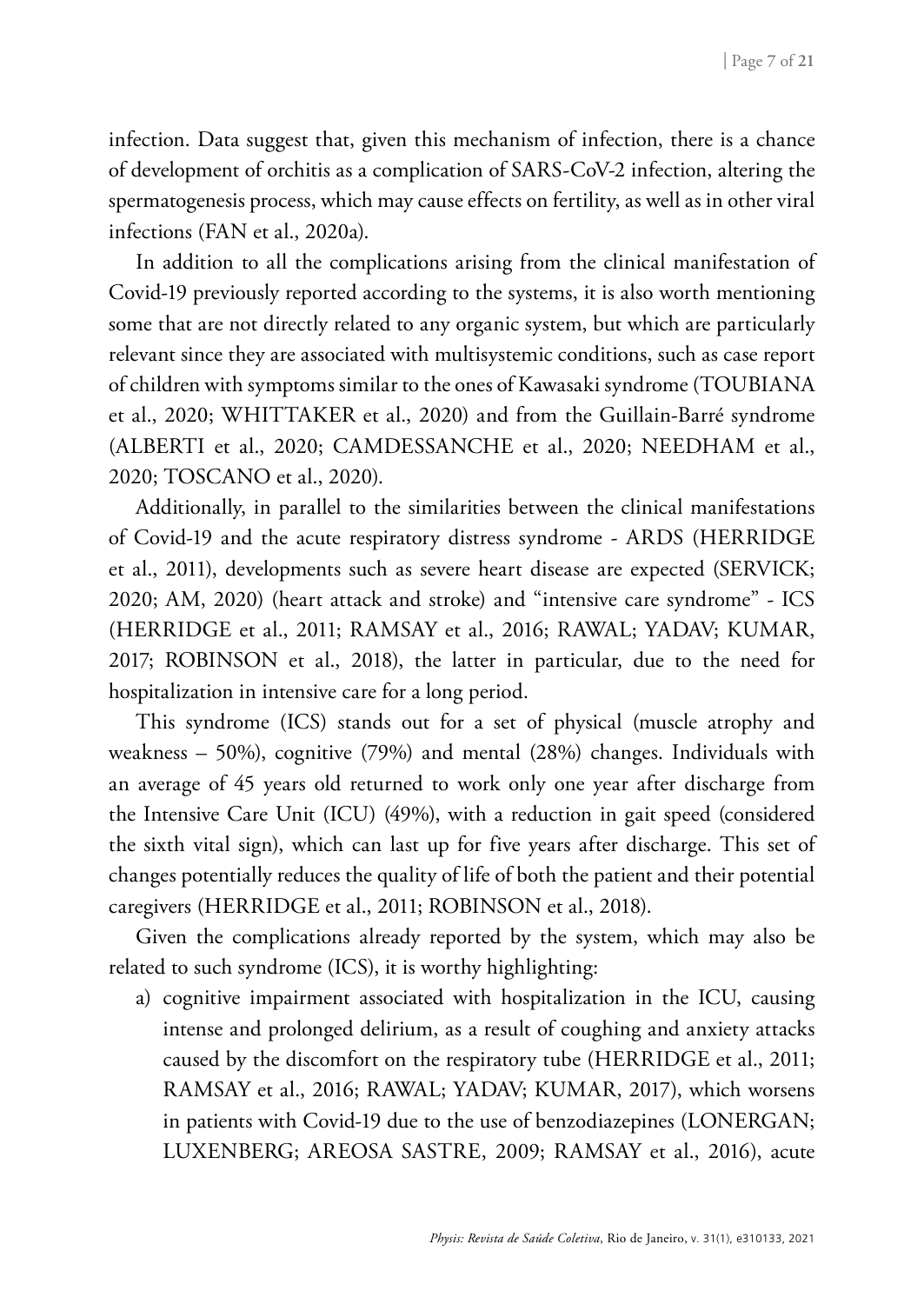infection. Data suggest that, given this mechanism of infection, there is a chance of development of orchitis as a complication of SARS-CoV-2 infection, altering the spermatogenesis process, which may cause effects on fertility, as well as in other viral infections (FAN et al., 2020a).

In addition to all the complications arising from the clinical manifestation of Covid-19 previously reported according to the systems, it is also worth mentioning some that are not directly related to any organic system, but which are particularly relevant since they are associated with multisystemic conditions, such as case report of children with symptoms similar to the ones of Kawasaki syndrome (TOUBIANA et al., 2020; WHITTAKER et al., 2020) and from the Guillain-Barré syndrome (ALBERTI et al., 2020; CAMDESSANCHE et al., 2020; NEEDHAM et al., 2020; TOSCANO et al., 2020).

Additionally, in parallel to the similarities between the clinical manifestations of Covid-19 and the acute respiratory distress syndrome - ARDS (HERRIDGE et al., 2011), developments such as severe heart disease are expected (SERVICK; 2020; AM, 2020) (heart attack and stroke) and "intensive care syndrome" - ICS (HERRIDGE et al., 2011; RAMSAY et al., 2016; RAWAL; YADAV; KUMAR, 2017; ROBINSON et al., 2018), the latter in particular, due to the need for hospitalization in intensive care for a long period.

This syndrome (ICS) stands out for a set of physical (muscle atrophy and weakness – 50%), cognitive (79%) and mental (28%) changes. Individuals with an average of 45 years old returned to work only one year after discharge from the Intensive Care Unit (ICU) (49%), with a reduction in gait speed (considered the sixth vital sign), which can last up for five years after discharge. This set of changes potentially reduces the quality of life of both the patient and their potential caregivers (HERRIDGE et al., 2011; ROBINSON et al., 2018).

Given the complications already reported by the system, which may also be related to such syndrome (ICS), it is worthy highlighting:

a) cognitive impairment associated with hospitalization in the ICU, causing intense and prolonged delirium, as a result of coughing and anxiety attacks caused by the discomfort on the respiratory tube (HERRIDGE et al., 2011; RAMSAY et al., 2016; RAWAL; YADAV; KUMAR, 2017), which worsens in patients with Covid-19 due to the use of benzodiazepines (LONERGAN; LUXENBERG; AREOSA SASTRE, 2009; RAMSAY et al., 2016), acute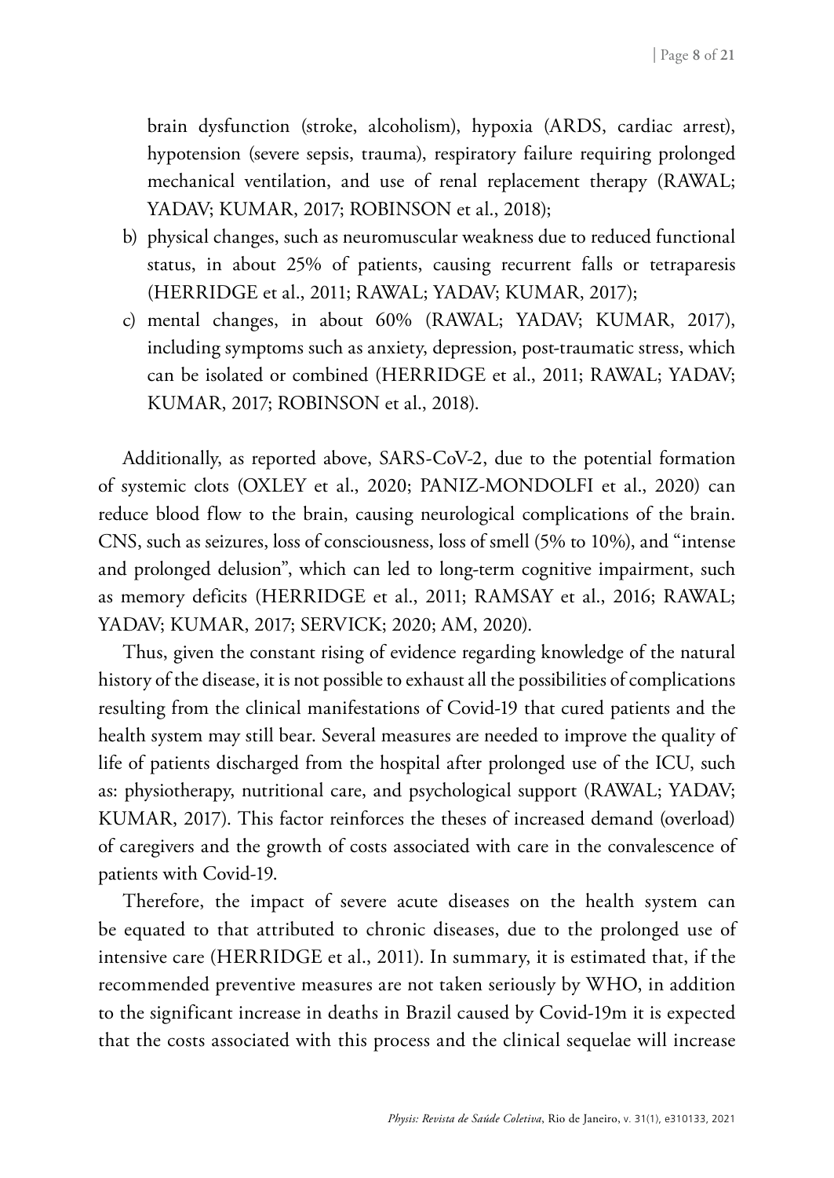brain dysfunction (stroke, alcoholism), hypoxia (ARDS, cardiac arrest), hypotension (severe sepsis, trauma), respiratory failure requiring prolonged mechanical ventilation, and use of renal replacement therapy (RAWAL; YADAV; KUMAR, 2017; ROBINSON et al., 2018);

b) physical changes, such as neuromuscular weakness due to reduced functional status, in about 25% of patients, causing recurrent falls or tetraparesis (HERRIDGE et al., 2011; RAWAL; YADAV; KUMAR, 2017);

c) mental changes, in about 60% (RAWAL; YADAV; KUMAR, 2017), including symptoms such as anxiety, depression, post-traumatic stress, which can be isolated or combined (HERRIDGE et al., 2011; RAWAL; YADAV; KUMAR, 2017; ROBINSON et al., 2018).

Additionally, as reported above, SARS-CoV-2, due to the potential formation of systemic clots (OXLEY et al., 2020; PANIZ-MONDOLFI et al., 2020) can reduce blood flow to the brain, causing neurological complications of the brain. CNS, such as seizures, loss of consciousness, loss of smell (5% to 10%), and "intense and prolonged delusion", which can led to long-term cognitive impairment, such as memory deficits (HERRIDGE et al., 2011; RAMSAY et al., 2016; RAWAL; YADAV; KUMAR, 2017; SERVICK; 2020; AM, 2020).

Thus, given the constant rising of evidence regarding knowledge of the natural history of the disease, it is not possible to exhaust all the possibilities of complications resulting from the clinical manifestations of Covid-19 that cured patients and the health system may still bear. Several measures are needed to improve the quality of life of patients discharged from the hospital after prolonged use of the ICU, such as: physiotherapy, nutritional care, and psychological support (RAWAL; YADAV; KUMAR, 2017). This factor reinforces the theses of increased demand (overload) of caregivers and the growth of costs associated with care in the convalescence of patients with Covid-19.

Therefore, the impact of severe acute diseases on the health system can be equated to that attributed to chronic diseases, due to the prolonged use of intensive care (HERRIDGE et al., 2011). In summary, it is estimated that, if the recommended preventive measures are not taken seriously by WHO, in addition to the significant increase in deaths in Brazil caused by Covid-19m it is expected that the costs associated with this process and the clinical sequelae will increase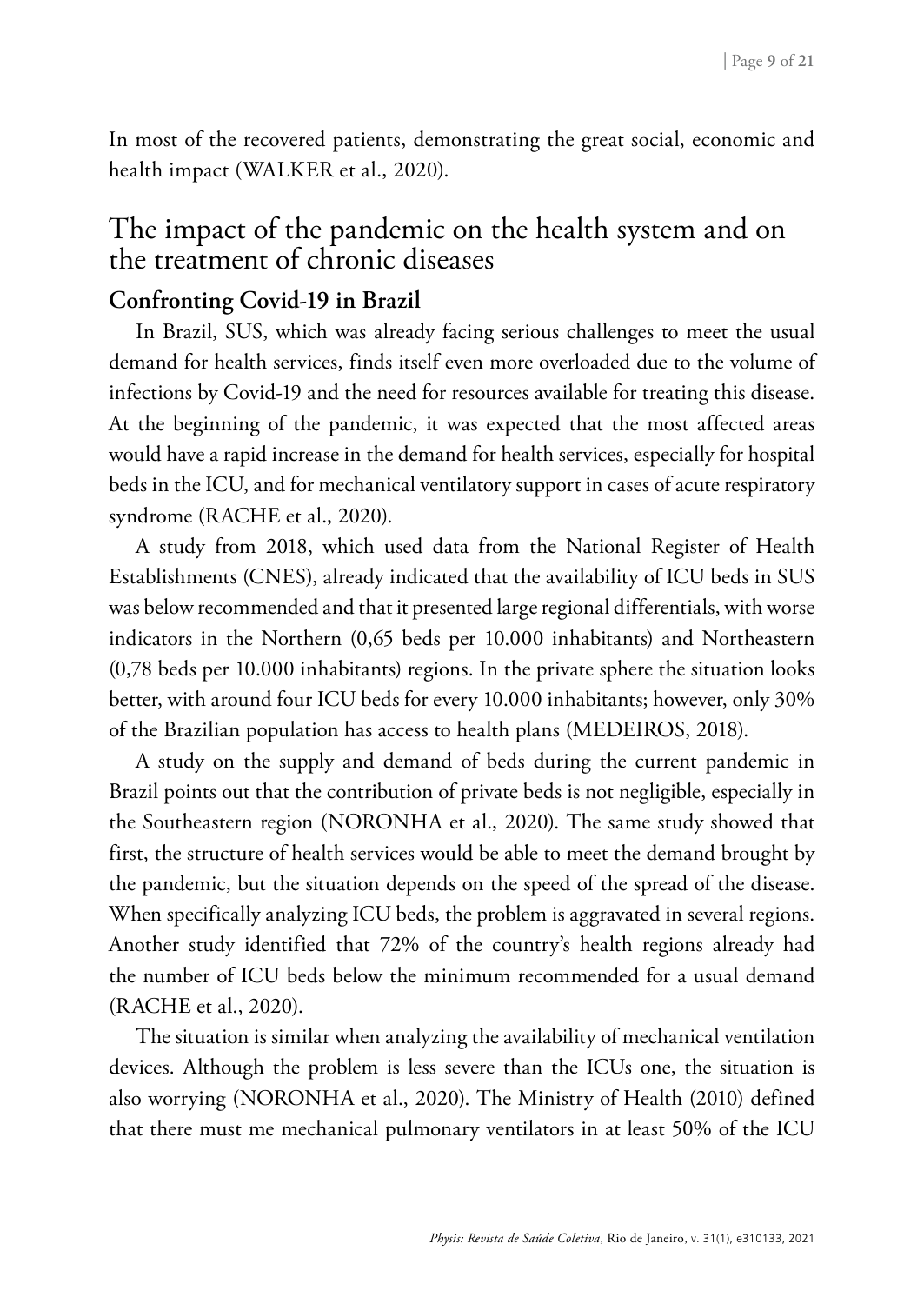In most of the recovered patients, demonstrating the great social, economic and health impact (WALKER et al., 2020).

## The impact of the pandemic on the health system and on the treatment of chronic diseases

### Confronting Covid-19 in Brazil

In Brazil, SUS, which was already facing serious challenges to meet the usual demand for health services, finds itself even more overloaded due to the volume of infections by Covid-19 and the need for resources available for treating this disease. At the beginning of the pandemic, it was expected that the most affected areas would have a rapid increase in the demand for health services, especially for hospital beds in the ICU, and for mechanical ventilatory support in cases of acute respiratory syndrome (RACHE et al., 2020).

A study from 2018, which used data from the National Register of Health Establishments (CNES), already indicated that the availability of ICU beds in SUS was below recommended and that it presented large regional differentials, with worse indicators in the Northern (0,65 beds per 10.000 inhabitants) and Northeastern (0,78 beds per 10.000 inhabitants) regions. In the private sphere the situation looks better, with around four ICU beds for every 10.000 inhabitants; however, only 30% of the Brazilian population has access to health plans (MEDEIROS, 2018).

A study on the supply and demand of beds during the current pandemic in Brazil points out that the contribution of private beds is not negligible, especially in the Southeastern region (NORONHA et al., 2020). The same study showed that first, the structure of health services would be able to meet the demand brought by the pandemic, but the situation depends on the speed of the spread of the disease. When specifically analyzing ICU beds, the problem is aggravated in several regions. Another study identified that 72% of the country's health regions already had the number of ICU beds below the minimum recommended for a usual demand (RACHE et al., 2020).

The situation is similar when analyzing the availability of mechanical ventilation devices. Although the problem is less severe than the ICUs one, the situation is also worrying (NORONHA et al., 2020). The Ministry of Health (2010) defined that there must me mechanical pulmonary ventilators in at least 50% of the ICU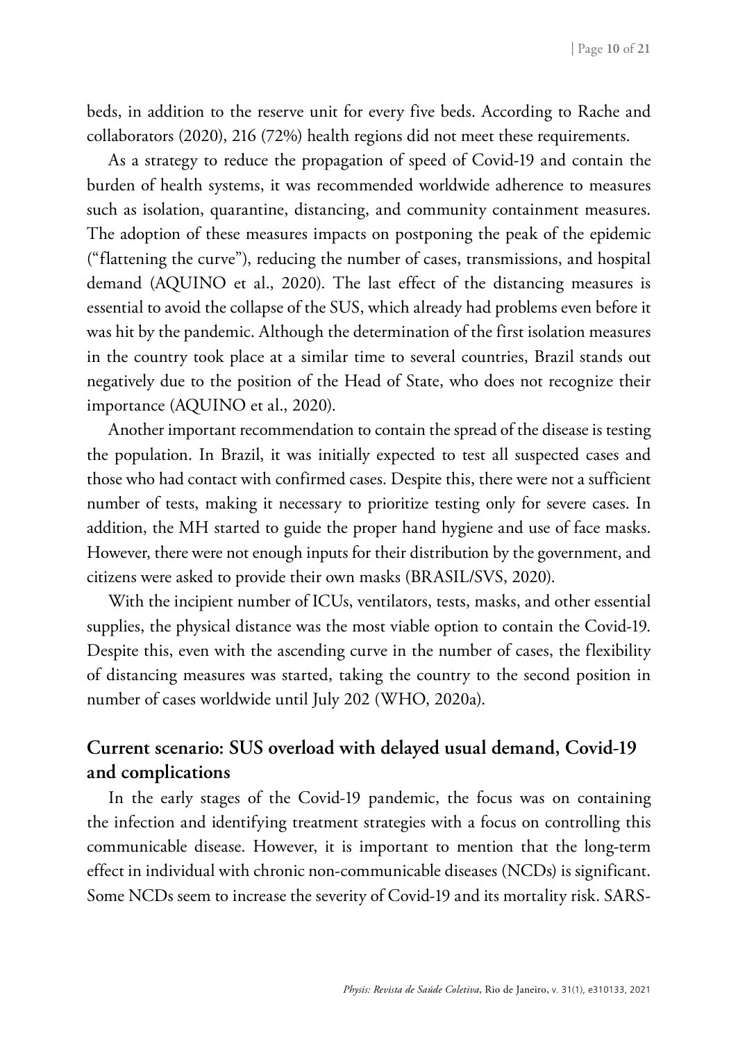beds, in addition to the reserve unit for every five beds. According to Rache and collaborators (2020), 216 (72%) health regions did not meet these requirements.

As a strategy to reduce the propagation of speed of Covid-19 and contain the burden of health systems, it was recommended worldwide adherence to measures such as isolation, quarantine, distancing, and community containment measures. The adoption of these measures impacts on postponing the peak of the epidemic ("flattening the curve"), reducing the number of cases, transmissions, and hospital demand (AQUINO et al., 2020). The last effect of the distancing measures is essential to avoid the collapse of the SUS, which already had problems even before it was hit by the pandemic. Although the determination of the first isolation measures in the country took place at a similar time to several countries, Brazil stands out negatively due to the position of the Head of State, who does not recognize their importance (AQUINO et al., 2020).

Another important recommendation to contain the spread of the disease is testing the population. In Brazil, it was initially expected to test all suspected cases and those who had contact with confirmed cases. Despite this, there were not a sufficient number of tests, making it necessary to prioritize testing only for severe cases. In addition, the MH started to guide the proper hand hygiene and use of face masks. However, there were not enough inputs for their distribution by the government, and citizens were asked to provide their own masks (BRASIL/SVS, 2020).

With the incipient number of ICUs, ventilators, tests, masks, and other essential supplies, the physical distance was the most viable option to contain the Covid-19. Despite this, even with the ascending curve in the number of cases, the flexibility of distancing measures was started, taking the country to the second position in number of cases worldwide until July 202 (WHO, 2020a).

## Current scenario: SUS overload with delayed usual demand, Covid-19 and complications

In the early stages of the Covid-19 pandemic, the focus was on containing the infection and identifying treatment strategies with a focus on controlling this communicable disease. However, it is important to mention that the long-term effect in individual with chronic non-communicable diseases (NCDs) is significant. Some NCDs seem to increase the severity of Covid-19 and its mortality risk. SARS-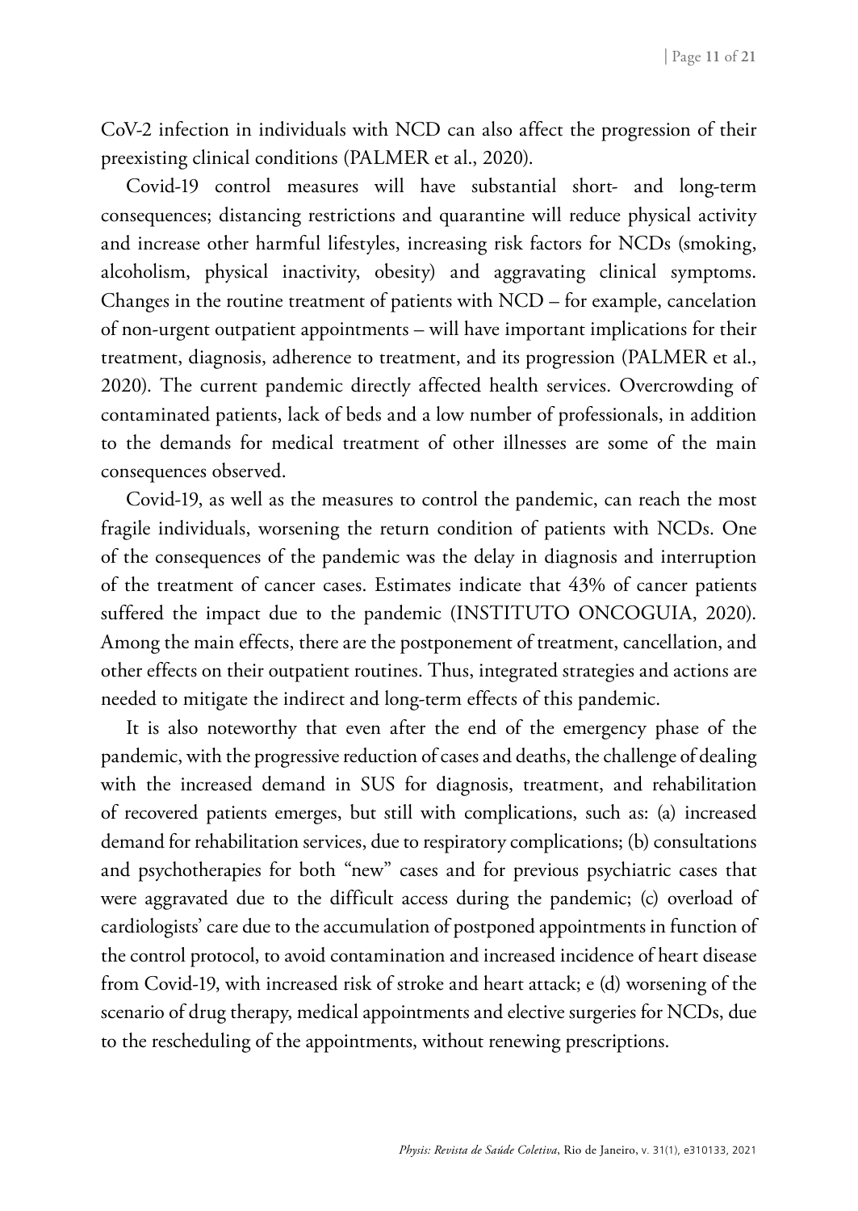CoV-2 infection in individuals with NCD can also affect the progression of their preexisting clinical conditions (PALMER et al., 2020).

Covid-19 control measures will have substantial short- and long-term consequences; distancing restrictions and quarantine will reduce physical activity and increase other harmful lifestyles, increasing risk factors for NCDs (smoking, alcoholism, physical inactivity, obesity) and aggravating clinical symptoms. Changes in the routine treatment of patients with NCD – for example, cancelation of non-urgent outpatient appointments – will have important implications for their treatment, diagnosis, adherence to treatment, and its progression (PALMER et al., 2020). The current pandemic directly affected health services. Overcrowding of contaminated patients, lack of beds and a low number of professionals, in addition to the demands for medical treatment of other illnesses are some of the main consequences observed.

Covid-19, as well as the measures to control the pandemic, can reach the most fragile individuals, worsening the return condition of patients with NCDs. One of the consequences of the pandemic was the delay in diagnosis and interruption of the treatment of cancer cases. Estimates indicate that 43% of cancer patients suffered the impact due to the pandemic (INSTITUTO ONCOGUIA, 2020). Among the main effects, there are the postponement of treatment, cancellation, and other effects on their outpatient routines. Thus, integrated strategies and actions are needed to mitigate the indirect and long-term effects of this pandemic.

It is also noteworthy that even after the end of the emergency phase of the pandemic, with the progressive reduction of cases and deaths, the challenge of dealing with the increased demand in SUS for diagnosis, treatment, and rehabilitation of recovered patients emerges, but still with complications, such as: (a) increased demand for rehabilitation services, due to respiratory complications; (b) consultations and psychotherapies for both "new" cases and for previous psychiatric cases that were aggravated due to the difficult access during the pandemic; (c) overload of cardiologists' care due to the accumulation of postponed appointments in function of the control protocol, to avoid contamination and increased incidence of heart disease from Covid-19, with increased risk of stroke and heart attack; e (d) worsening of the scenario of drug therapy, medical appointments and elective surgeries for NCDs, due to the rescheduling of the appointments, without renewing prescriptions.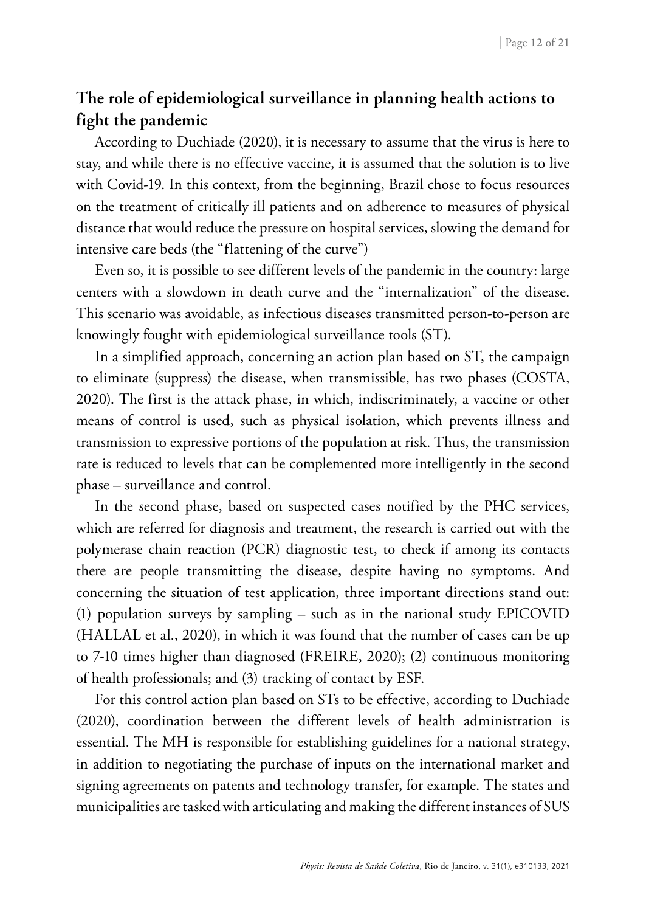## The role of epidemiological surveillance in planning health actions to fight the pandemic

According to Duchiade (2020), it is necessary to assume that the virus is here to stay, and while there is no effective vaccine, it is assumed that the solution is to live with Covid-19. In this context, from the beginning, Brazil chose to focus resources on the treatment of critically ill patients and on adherence to measures of physical distance that would reduce the pressure on hospital services, slowing the demand for intensive care beds (the "flattening of the curve")

Even so, it is possible to see different levels of the pandemic in the country: large centers with a slowdown in death curve and the "internalization" of the disease. This scenario was avoidable, as infectious diseases transmitted person-to-person are knowingly fought with epidemiological surveillance tools (ST).

In a simplified approach, concerning an action plan based on ST, the campaign to eliminate (suppress) the disease, when transmissible, has two phases (COSTA, 2020). The first is the attack phase, in which, indiscriminately, a vaccine or other means of control is used, such as physical isolation, which prevents illness and transmission to expressive portions of the population at risk. Thus, the transmission rate is reduced to levels that can be complemented more intelligently in the second phase – surveillance and control.

In the second phase, based on suspected cases notified by the PHC services, which are referred for diagnosis and treatment, the research is carried out with the polymerase chain reaction (PCR) diagnostic test, to check if among its contacts there are people transmitting the disease, despite having no symptoms. And concerning the situation of test application, three important directions stand out: (1) population surveys by sampling – such as in the national study EPICOVID (HALLAL et al., 2020), in which it was found that the number of cases can be up to 7-10 times higher than diagnosed (FREIRE, 2020); (2) continuous monitoring of health professionals; and (3) tracking of contact by ESF.

For this control action plan based on STs to be effective, according to Duchiade (2020), coordination between the different levels of health administration is essential. The MH is responsible for establishing guidelines for a national strategy, in addition to negotiating the purchase of inputs on the international market and signing agreements on patents and technology transfer, for example. The states and municipalities are tasked with articulating and making the different instances of SUS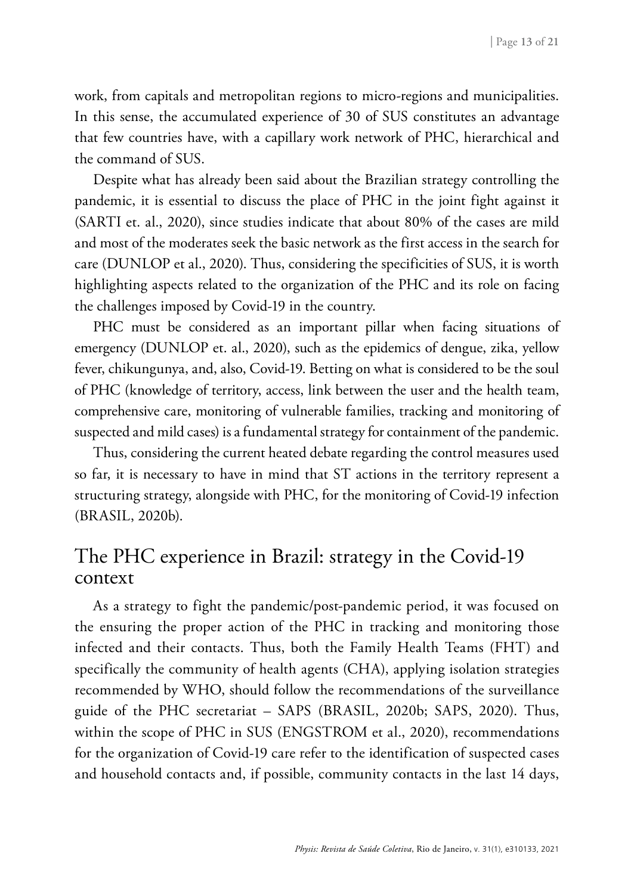work, from capitals and metropolitan regions to micro-regions and municipalities. In this sense, the accumulated experience of 30 of SUS constitutes an advantage that few countries have, with a capillary work network of PHC, hierarchical and the command of SUS.

Despite what has already been said about the Brazilian strategy controlling the pandemic, it is essential to discuss the place of PHC in the joint fight against it (SARTI et. al., 2020), since studies indicate that about 80% of the cases are mild and most of the moderates seek the basic network as the first access in the search for care (DUNLOP et al., 2020). Thus, considering the specificities of SUS, it is worth highlighting aspects related to the organization of the PHC and its role on facing the challenges imposed by Covid-19 in the country.

PHC must be considered as an important pillar when facing situations of emergency (DUNLOP et. al., 2020), such as the epidemics of dengue, zika, yellow fever, chikungunya, and, also, Covid-19. Betting on what is considered to be the soul of PHC (knowledge of territory, access, link between the user and the health team, comprehensive care, monitoring of vulnerable families, tracking and monitoring of suspected and mild cases) is a fundamental strategy for containment of the pandemic.

Thus, considering the current heated debate regarding the control measures used so far, it is necessary to have in mind that ST actions in the territory represent a structuring strategy, alongside with PHC, for the monitoring of Covid-19 infection (BRASIL, 2020b).

## The PHC experience in Brazil: strategy in the Covid-19 context

As a strategy to fight the pandemic/post-pandemic period, it was focused on the ensuring the proper action of the PHC in tracking and monitoring those infected and their contacts. Thus, both the Family Health Teams (FHT) and specifically the community of health agents (CHA), applying isolation strategies recommended by WHO, should follow the recommendations of the surveillance guide of the PHC secretariat – SAPS (BRASIL, 2020b; SAPS, 2020). Thus, within the scope of PHC in SUS (ENGSTROM et al., 2020), recommendations for the organization of Covid-19 care refer to the identification of suspected cases and household contacts and, if possible, community contacts in the last 14 days,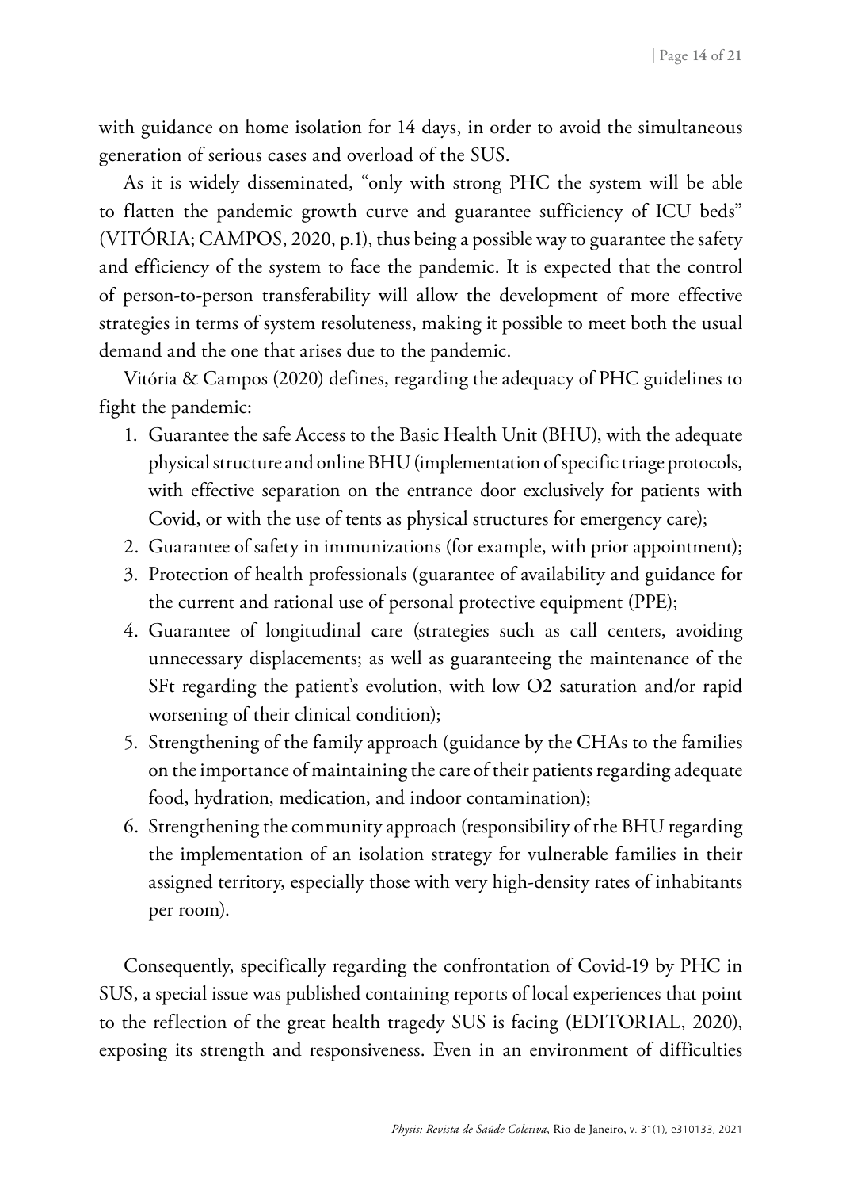with guidance on home isolation for 14 days, in order to avoid the simultaneous generation of serious cases and overload of the SUS.

As it is widely disseminated, "only with strong PHC the system will be able to flatten the pandemic growth curve and guarantee sufficiency of ICU beds" (VITÓRIA; CAMPOS, 2020, p.1), thus being a possible way to guarantee the safety and efficiency of the system to face the pandemic. It is expected that the control of person-to-person transferability will allow the development of more effective strategies in terms of system resoluteness, making it possible to meet both the usual demand and the one that arises due to the pandemic.

Vitória & Campos (2020) defines, regarding the adequacy of PHC guidelines to fight the pandemic:

1. Guarantee the safe Access to the Basic Health Unit (BHU), with the adequate physical structure and online BHU (implementation of specific triage protocols, with effective separation on the entrance door exclusively for patients with Covid, or with the use of tents as physical structures for emergency care);
2. Guarantee of safety in immunizations (for example, with prior appointment);
3. Protection of health professionals (guarantee of availability and guidance for the current and rational use of personal protective equipment (PPE);
4. Guarantee of longitudinal care (strategies such as call centers, avoiding unnecessary displacements; as well as guaranteeing the maintenance of the SFt regarding the patient's evolution, with low O2 saturation and/or rapid worsening of their clinical condition);
5. Strengthening of the family approach (guidance by the CHAs to the families on the importance of maintaining the care of their patients regarding adequate food, hydration, medication, and indoor contamination);
6. Strengthening the community approach (responsibility of the BHU regarding the implementation of an isolation strategy for vulnerable families in their assigned territory, especially those with very high-density rates of inhabitants per room).

Consequently, specifically regarding the confrontation of Covid-19 by PHC in SUS, a special issue was published containing reports of local experiences that point to the reflection of the great health tragedy SUS is facing (EDITORIAL, 2020), exposing its strength and responsiveness. Even in an environment of difficulties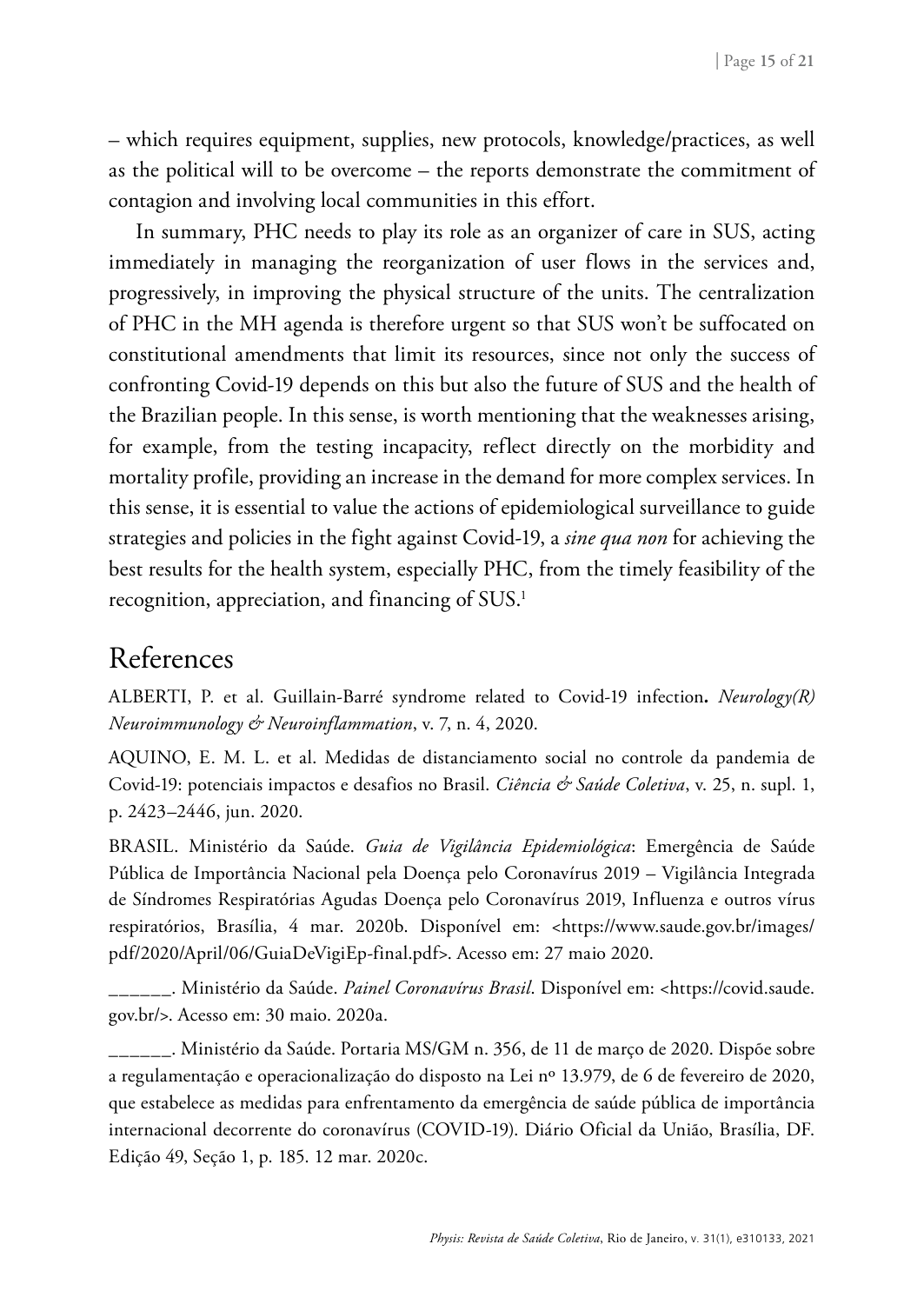– which requires equipment, supplies, new protocols, knowledge/practices, as well as the political will to be overcome – the reports demonstrate the commitment of contagion and involving local communities in this effort.

In summary, PHC needs to play its role as an organizer of care in SUS, acting immediately in managing the reorganization of user flows in the services and, progressively, in improving the physical structure of the units. The centralization of PHC in the MH agenda is therefore urgent so that SUS won't be suffocated on constitutional amendments that limit its resources, since not only the success of confronting Covid-19 depends on this but also the future of SUS and the health of the Brazilian people. In this sense, is worth mentioning that the weaknesses arising, for example, from the testing incapacity, reflect directly on the morbidity and mortality profile, providing an increase in the demand for more complex services. In this sense, it is essential to value the actions of epidemiological surveillance to guide strategies and policies in the fight against Covid-19, a *sine qua non* for achieving the best results for the health system, especially PHC, from the timely feasibility of the recognition, appreciation, and financing of SUS.[1]

## References

ALBERTI, P. et al. Guillain-Barré syndrome related to Covid-19 infection**.** *Neurology(R) Neuroimmunology & Neuroinflammation*, v. 7, n. 4, 2020.

AQUINO, E. M. L. et al. Medidas de distanciamento social no controle da pandemia de Covid-19: potenciais impactos e desafios no Brasil. *Ciência & Saúde Coletiva*, v. 25, n. supl. 1, p. 2423–2446, jun. 2020.

BRASIL. Ministério da Saúde. *Guia de Vigilância Epidemiológica*: Emergência de Saúde Pública de Importância Nacional pela Doença pelo Coronavírus 2019 – Vigilância Integrada de Síndromes Respiratórias Agudas Doença pelo Coronavírus 2019, Influenza e outros vírus respiratórios, Brasília, 4 mar. 2020b. Disponível em: <https://www.saude.gov.br/images/pdf/2020/April/06/GuiaDeVigiEp-final.pdf>. Acesso em: 27 maio 2020.

______. Ministério da Saúde. *Painel Coronavírus Brasil*. Disponível em: <https://covid.saude.gov.br/>. Acesso em: 30 maio. 2020a.

______. Ministério da Saúde. Portaria MS/GM n. 356, de 11 de março de 2020. Dispõe sobre a regulamentação e operacionalização do disposto na Lei nº 13.979, de 6 de fevereiro de 2020, que estabelece as medidas para enfrentamento da emergência de saúde pública de importância internacional decorrente do coronavírus (COVID-19). Diário Oficial da União, Brasília, DF. Edição 49, Seção 1, p. 185. 12 mar. 2020c.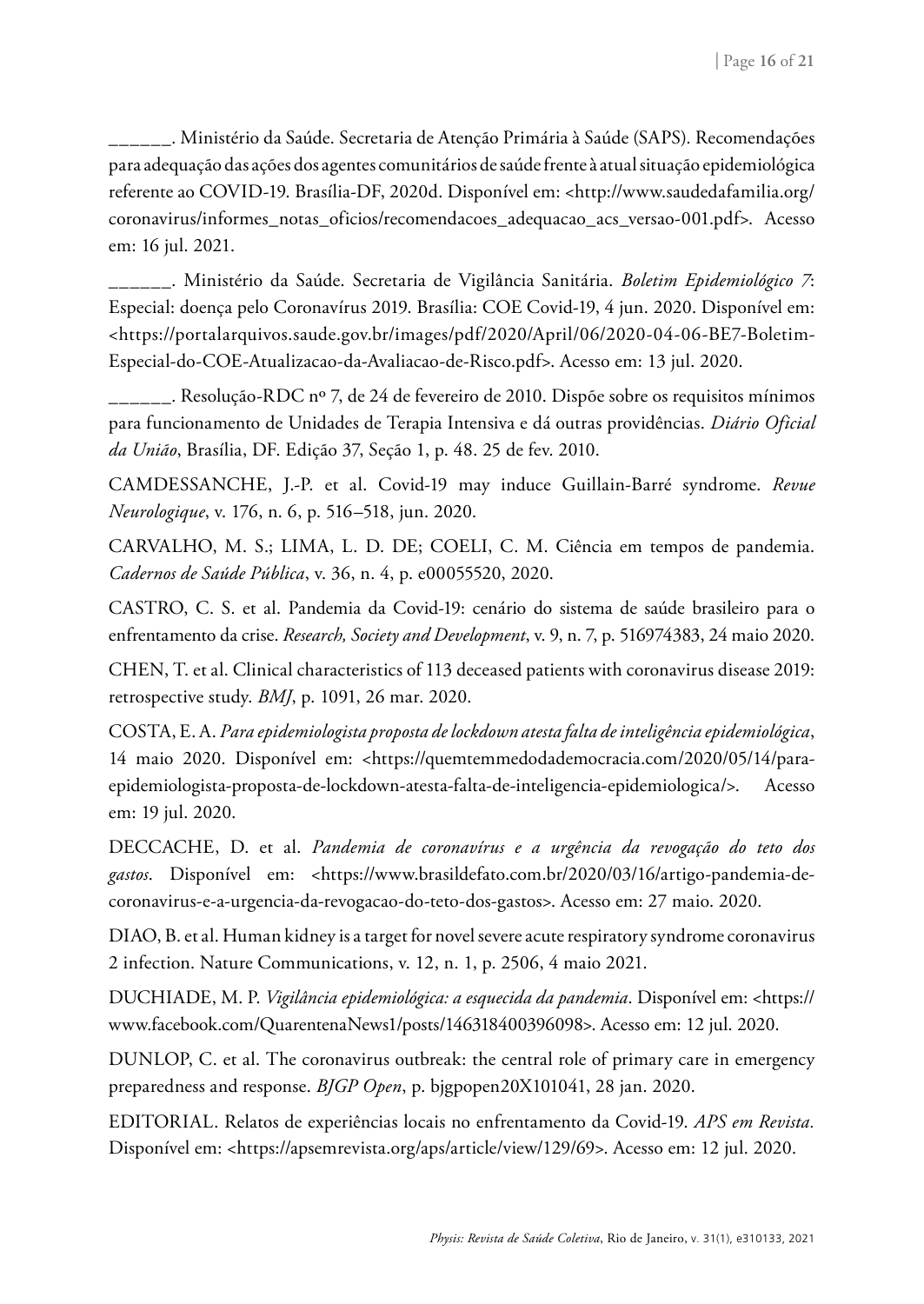______. Ministério da Saúde. Secretaria de Atenção Primária à Saúde (SAPS). Recomendações para adequação das ações dos agentes comunitários de saúde frente à atual situação epidemiológica referente ao COVID-19. Brasília-DF, 2020d. Disponível em: <http://www.saudedafamilia.org/coronavirus/informes_notas_oficios/recomendacoes_adequacao_acs_versao-001.pdf>. Acesso em: 16 jul. 2021.

______. Ministério da Saúde. Secretaria de Vigilância Sanitária. *Boletim Epidemiológico 7*: Especial: doença pelo Coronavírus 2019. Brasília: COE Covid-19, 4 jun. 2020. Disponível em: <https://portalarquivos.saude.gov.br/images/pdf/2020/April/06/2020-04-06-BE7-Boletim-Especial-do-COE-Atualizacao-da-Avaliacao-de-Risco.pdf>. Acesso em: 13 jul. 2020.

______. Resolução-RDC nº 7, de 24 de fevereiro de 2010. Dispõe sobre os requisitos mínimos para funcionamento de Unidades de Terapia Intensiva e dá outras providências. *Diário Oficial da União*, Brasília, DF. Edição 37, Seção 1, p. 48. 25 de fev. 2010.

CAMDESSANCHE, J.-P. et al. Covid-19 may induce Guillain-Barré syndrome. *Revue Neurologique*, v. 176, n. 6, p. 516–518, jun. 2020.

CARVALHO, M. S.; LIMA, L. D. DE; COELI, C. M. Ciência em tempos de pandemia. *Cadernos de Saúde Pública*, v. 36, n. 4, p. e00055520, 2020.

CASTRO, C. S. et al. Pandemia da Covid-19: cenário do sistema de saúde brasileiro para o enfrentamento da crise. *Research, Society and Development*, v. 9, n. 7, p. 516974383, 24 maio 2020.

CHEN, T. et al. Clinical characteristics of 113 deceased patients with coronavirus disease 2019: retrospective study. *BMJ*, p. 1091, 26 mar. 2020.

COSTA, E. A. *Para epidemiologista proposta de lockdown atesta falta de inteligência epidemiológica*, 14 maio 2020. Disponível em: <https://quemtemmedodademocracia.com/2020/05/14/para-epidemiologista-proposta-de-lockdown-atesta-falta-de-inteligencia-epidemiologica/>. Acesso em: 19 jul. 2020.

DECCACHE, D. et al. *Pandemia de coronavírus e a urgência da revogação do teto dos gastos*. Disponível em: <https://www.brasildefato.com.br/2020/03/16/artigo-pandemia-de-coronavirus-e-a-urgencia-da-revogacao-do-teto-dos-gastos>. Acesso em: 27 maio. 2020.

DIAO, B. et al. Human kidney is a target for novel severe acute respiratory syndrome coronavirus 2 infection. Nature Communications, v. 12, n. 1, p. 2506, 4 maio 2021.

DUCHIADE, M. P. *Vigilância epidemiológica: a esquecida da pandemia*. Disponível em: <https://www.facebook.com/QuarentenaNews1/posts/146318400396098>. Acesso em: 12 jul. 2020.

DUNLOP, C. et al. The coronavirus outbreak: the central role of primary care in emergency preparedness and response. *BJGP Open*, p. bjgpopen20X101041, 28 jan. 2020.

EDITORIAL. Relatos de experiências locais no enfrentamento da Covid-19. *APS em Revista.* Disponível em: <https://apsemrevista.org/aps/article/view/129/69>. Acesso em: 12 jul. 2020.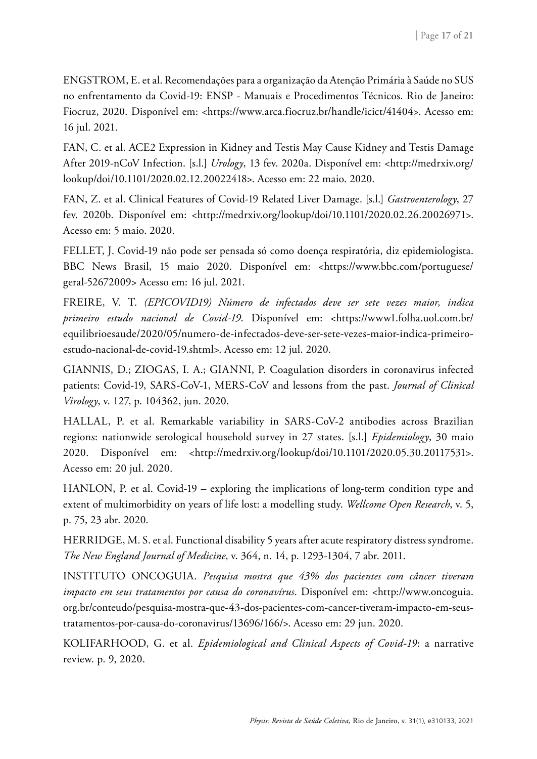ENGSTROM, E. et al. Recomendações para a organização da Atenção Primária à Saúde no SUS no enfrentamento da Covid-19: ENSP - Manuais e Procedimentos Técnicos. Rio de Janeiro: Fiocruz, 2020. Disponível em: <https://www.arca.fiocruz.br/handle/icict/41404>. Acesso em: 16 jul. 2021.

FAN, C. et al. ACE2 Expression in Kidney and Testis May Cause Kidney and Testis Damage After 2019-nCoV Infection. [s.l.] *Urology*, 13 fev. 2020a. Disponível em: <http://medrxiv.org/lookup/doi/10.1101/2020.02.12.20022418>. Acesso em: 22 maio. 2020.

FAN, Z. et al. Clinical Features of Covid-19 Related Liver Damage. [s.l.] *Gastroenterology*, 27 fev. 2020b. Disponível em: <http://medrxiv.org/lookup/doi/10.1101/2020.02.26.20026971>. Acesso em: 5 maio. 2020.

FELLET, J. Covid-19 não pode ser pensada só como doença respiratória, diz epidemiologista. BBC News Brasil, 15 maio 2020. Disponível em: <https://www.bbc.com/portuguese/geral-52672009> Acesso em: 16 jul. 2021.

FREIRE, V. T. *(EPICOVID19) Número de infectados deve ser sete vezes maior, indica primeiro estudo nacional de Covid-19*. Disponível em: <https://www1.folha.uol.com.br/equilibrioesaude/2020/05/numero-de-infectados-deve-ser-sete-vezes-maior-indica-primeiro-estudo-nacional-de-covid-19.shtml>. Acesso em: 12 jul. 2020.

GIANNIS, D.; ZIOGAS, I. A.; GIANNI, P. Coagulation disorders in coronavirus infected patients: Covid-19, SARS-CoV-1, MERS-CoV and lessons from the past. *Journal of Clinical Virology*, v. 127, p. 104362, jun. 2020.

HALLAL, P. et al. Remarkable variability in SARS-CoV-2 antibodies across Brazilian regions: nationwide serological household survey in 27 states. [s.l.] *Epidemiology*, 30 maio 2020. Disponível em: <http://medrxiv.org/lookup/doi/10.1101/2020.05.30.20117531>. Acesso em: 20 jul. 2020.

HANLON, P. et al. Covid-19 – exploring the implications of long-term condition type and extent of multimorbidity on years of life lost: a modelling study. *Wellcome Open Research*, v. 5, p. 75, 23 abr. 2020.

HERRIDGE, M. S. et al. Functional disability 5 years after acute respiratory distress syndrome. *The New England Journal of Medicine*, v. 364, n. 14, p. 1293-1304, 7 abr. 2011.

INSTITUTO ONCOGUIA. *Pesquisa mostra que 43% dos pacientes com câncer tiveram impacto em seus tratamentos por causa do coronavírus*. Disponível em: <http://www.oncoguia.org.br/conteudo/pesquisa-mostra-que-43-dos-pacientes-com-cancer-tiveram-impacto-em-seus-tratamentos-por-causa-do-coronavirus/13696/166/>. Acesso em: 29 jun. 2020.

KOLIFARHOOD, G. et al. *Epidemiological and Clinical Aspects of Covid-19*: a narrative review. p. 9, 2020.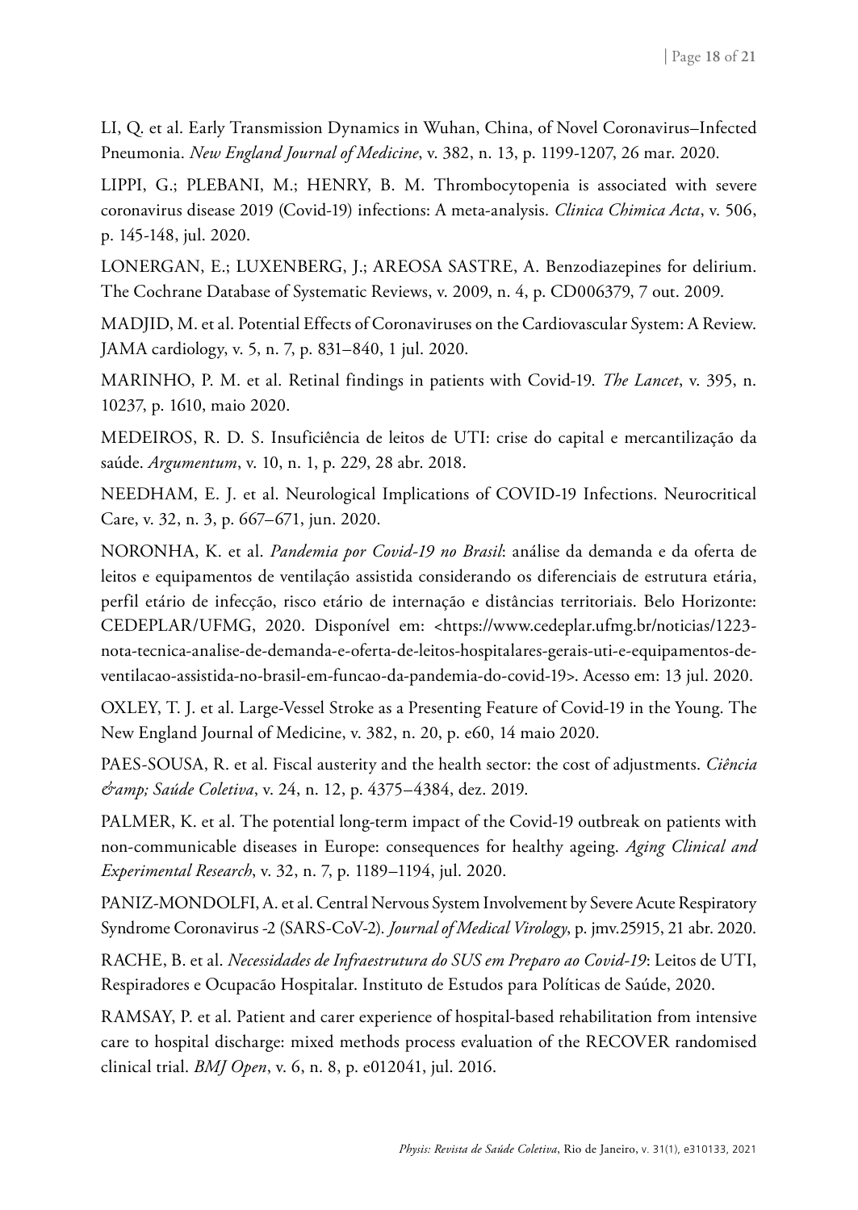LI, Q. et al. Early Transmission Dynamics in Wuhan, China, of Novel Coronavirus–Infected Pneumonia. *New England Journal of Medicine*, v. 382, n. 13, p. 1199-1207, 26 mar. 2020.

LIPPI, G.; PLEBANI, M.; HENRY, B. M. Thrombocytopenia is associated with severe coronavirus disease 2019 (Covid-19) infections: A meta-analysis. *Clinica Chimica Acta*, v. 506, p. 145-148, jul. 2020.

LONERGAN, E.; LUXENBERG, J.; AREOSA SASTRE, A. Benzodiazepines for delirium. The Cochrane Database of Systematic Reviews, v. 2009, n. 4, p. CD006379, 7 out. 2009.

MADJID, M. et al. Potential Effects of Coronaviruses on the Cardiovascular System: A Review. JAMA cardiology, v. 5, n. 7, p. 831–840, 1 jul. 2020.

MARINHO, P. M. et al. Retinal findings in patients with Covid-19. *The Lancet*, v. 395, n. 10237, p. 1610, maio 2020.

MEDEIROS, R. D. S. Insuficiência de leitos de UTI: crise do capital e mercantilização da saúde. *Argumentum*, v. 10, n. 1, p. 229, 28 abr. 2018.

NEEDHAM, E. J. et al. Neurological Implications of COVID-19 Infections. Neurocritical Care, v. 32, n. 3, p. 667–671, jun. 2020.

NORONHA, K. et al. *Pandemia por Covid-19 no Brasil*: análise da demanda e da oferta de leitos e equipamentos de ventilação assistida considerando os diferenciais de estrutura etária, perfil etário de infecção, risco etário de internação e distâncias territoriais. Belo Horizonte: CEDEPLAR/UFMG, 2020. Disponível em: <https://www.cedeplar.ufmg.br/noticias/1223-nota-tecnica-analise-de-demanda-e-oferta-de-leitos-hospitalares-gerais-uti-e-equipamentos-de-ventilacao-assistida-no-brasil-em-funcao-da-pandemia-do-covid-19>. Acesso em: 13 jul. 2020.

OXLEY, T. J. et al. Large-Vessel Stroke as a Presenting Feature of Covid-19 in the Young. The New England Journal of Medicine, v. 382, n. 20, p. e60, 14 maio 2020.

PAES-SOUSA, R. et al. Fiscal austerity and the health sector: the cost of adjustments. *Ciência &amp; Saúde Coletiva*, v. 24, n. 12, p. 4375–4384, dez. 2019.

PALMER, K. et al. The potential long-term impact of the Covid-19 outbreak on patients with non-communicable diseases in Europe: consequences for healthy ageing. *Aging Clinical and Experimental Research*, v. 32, n. 7, p. 1189–1194, jul. 2020.

PANIZ-MONDOLFI, A. et al. Central Nervous System Involvement by Severe Acute Respiratory Syndrome Coronavirus -2 (SARS-CoV-2). *Journal of Medical Virology*, p. jmv.25915, 21 abr. 2020.

RACHE, B. et al. *Necessidades de Infraestrutura do SUS em Preparo ao Covid-19*: Leitos de UTI, Respiradores e Ocupacão Hospitalar. Instituto de Estudos para Políticas de Saúde, 2020.

RAMSAY, P. et al. Patient and carer experience of hospital-based rehabilitation from intensive care to hospital discharge: mixed methods process evaluation of the RECOVER randomised clinical trial. *BMJ Open*, v. 6, n. 8, p. e012041, jul. 2016.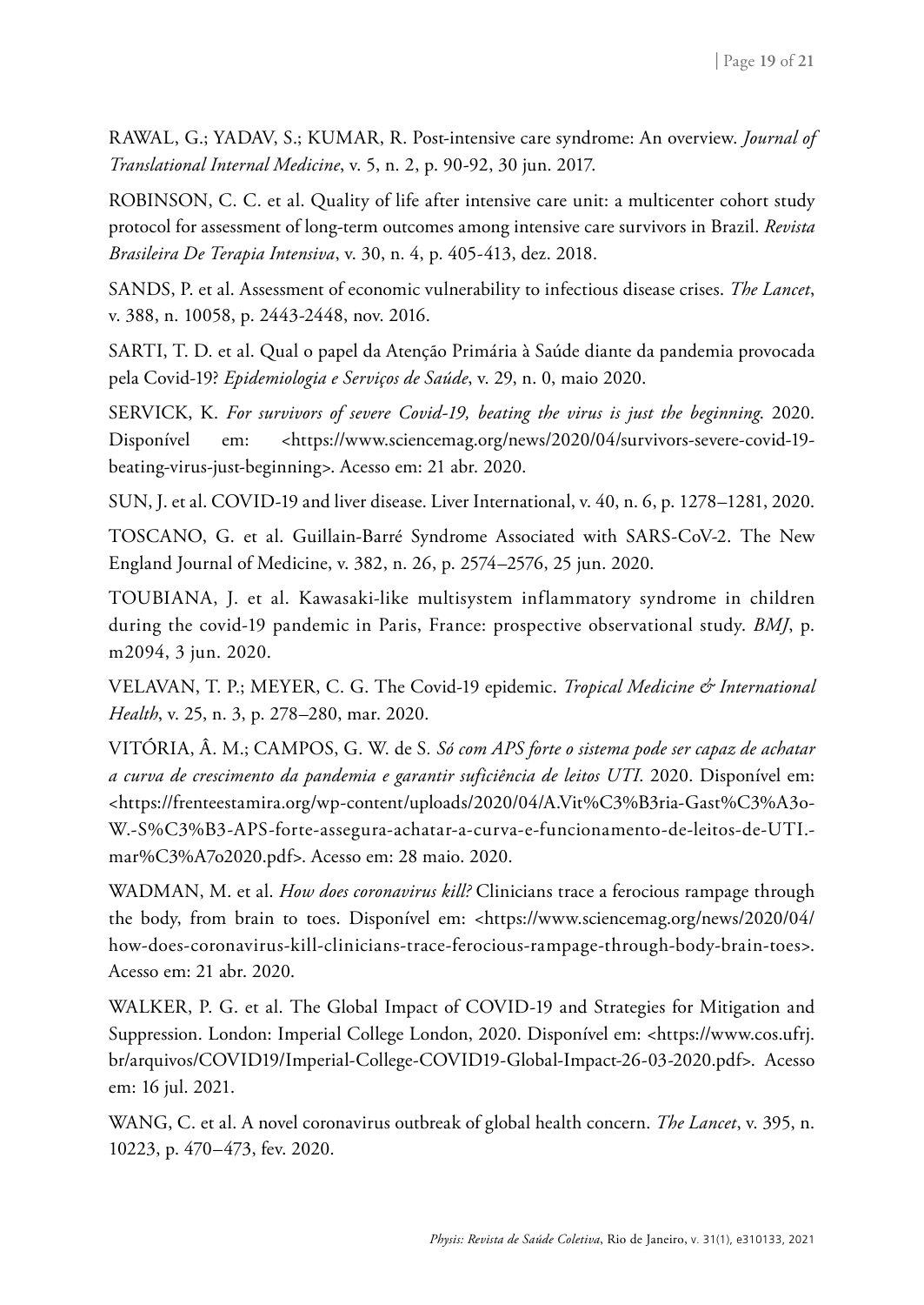RAWAL, G.; YADAV, S.; KUMAR, R. Post-intensive care syndrome: An overview. *Journal of Translational Internal Medicine*, v. 5, n. 2, p. 90-92, 30 jun. 2017.

ROBINSON, C. C. et al. Quality of life after intensive care unit: a multicenter cohort study protocol for assessment of long-term outcomes among intensive care survivors in Brazil. *Revista Brasileira De Terapia Intensiva*, v. 30, n. 4, p. 405-413, dez. 2018.

SANDS, P. et al. Assessment of economic vulnerability to infectious disease crises. *The Lancet*, v. 388, n. 10058, p. 2443-2448, nov. 2016.

SARTI, T. D. et al. Qual o papel da Atenção Primária à Saúde diante da pandemia provocada pela Covid-19? *Epidemiologia e Serviços de Saúde*, v. 29, n. 0, maio 2020.

SERVICK, K. *For survivors of severe Covid-19, beating the virus is just the beginning*. 2020. Disponível em: <https://www.sciencemag.org/news/2020/04/survivors-severe-covid-19-beating-virus-just-beginning>. Acesso em: 21 abr. 2020.

SUN, J. et al. COVID-19 and liver disease. Liver International, v. 40, n. 6, p. 1278–1281, 2020.

TOSCANO, G. et al. Guillain-Barré Syndrome Associated with SARS-CoV-2. The New England Journal of Medicine, v. 382, n. 26, p. 2574–2576, 25 jun. 2020.

TOUBIANA, J. et al. Kawasaki-like multisystem inflammatory syndrome in children during the covid-19 pandemic in Paris, France: prospective observational study. *BMJ*, p. m2094, 3 jun. 2020.

VELAVAN, T. P.; MEYER, C. G. The Covid-19 epidemic. *Tropical Medicine & International Health*, v. 25, n. 3, p. 278–280, mar. 2020.

VITÓRIA, Â. M.; CAMPOS, G. W. de S. *Só com APS forte o sistema pode ser capaz de achatar a curva de crescimento da pandemia e garantir suficiência de leitos UTI*. 2020. Disponível em: <https://frenteestamira.org/wp-content/uploads/2020/04/A.Vit%C3%B3ria-Gast%C3%A3o-W.-S%C3%B3-APS-forte-assegura-achatar-a-curva-e-funcionamento-de-leitos-de-UTI.-mar%C3%A7o2020.pdf>. Acesso em: 28 maio. 2020.

WADMAN, M. et al. *How does coronavirus kill?* Clinicians trace a ferocious rampage through the body, from brain to toes. Disponível em: <https://www.sciencemag.org/news/2020/04/how-does-coronavirus-kill-clinicians-trace-ferocious-rampage-through-body-brain-toes>. Acesso em: 21 abr. 2020.

WALKER, P. G. et al. The Global Impact of COVID-19 and Strategies for Mitigation and Suppression. London: Imperial College London, 2020. Disponível em: <https://www.cos.ufrj.br/arquivos/COVID19/Imperial-College-COVID19-Global-Impact-26-03-2020.pdf>. Acesso em: 16 jul. 2021.

WANG, C. et al. A novel coronavirus outbreak of global health concern. *The Lancet*, v. 395, n. 10223, p. 470–473, fev. 2020.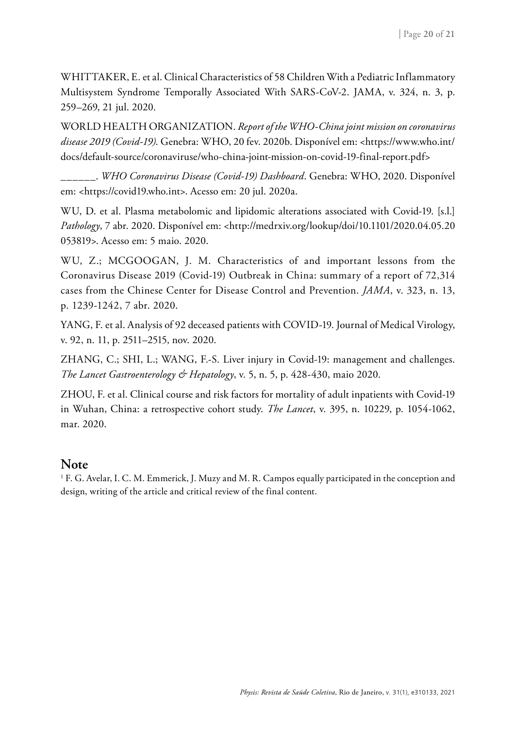WHITTAKER, E. et al. Clinical Characteristics of 58 Children With a Pediatric Inflammatory Multisystem Syndrome Temporally Associated With SARS-CoV-2. JAMA, v. 324, n. 3, p. 259–269, 21 jul. 2020.

WORLD HEALTH ORGANIZATION. *Report of the WHO-China joint mission on coronavirus disease 2019 (Covid-19)*. Genebra: WHO, 20 fev. 2020b. Disponível em: <https://www.who.int/docs/default-source/coronaviruse/who-china-joint-mission-on-covid-19-final-report.pdf>

______. *WHO Coronavirus Disease (Covid-19) Dashboard*. Genebra: WHO, 2020. Disponível em: <https://covid19.who.int>. Acesso em: 20 jul. 2020a.

WU, D. et al. Plasma metabolomic and lipidomic alterations associated with Covid-19. [s.l.] *Pathology*, 7 abr. 2020. Disponível em: <http://medrxiv.org/lookup/doi/10.1101/2020.04.05.20053819>. Acesso em: 5 maio. 2020.

WU, Z.; MCGOOGAN, J. M. Characteristics of and important lessons from the Coronavirus Disease 2019 (Covid-19) Outbreak in China: summary of a report of 72,314 cases from the Chinese Center for Disease Control and Prevention. *JAMA*, v. 323, n. 13, p. 1239-1242, 7 abr. 2020.

YANG, F. et al. Analysis of 92 deceased patients with COVID-19. Journal of Medical Virology, v. 92, n. 11, p. 2511–2515, nov. 2020.

ZHANG, C.; SHI, L.; WANG, F.-S. Liver injury in Covid-19: management and challenges. *The Lancet Gastroenterology & Hepatology*, v. 5, n. 5, p. 428-430, maio 2020.

ZHOU, F. et al. Clinical course and risk factors for mortality of adult inpatients with Covid-19 in Wuhan, China: a retrospective cohort study. *The Lancet*, v. 395, n. 10229, p. 1054-1062, mar. 2020.

## Note

[1] F. G. Avelar, I. C. M. Emmerick, J. Muzy and M. R. Campos equally participated in the conception and design, writing of the article and critical review of the final content.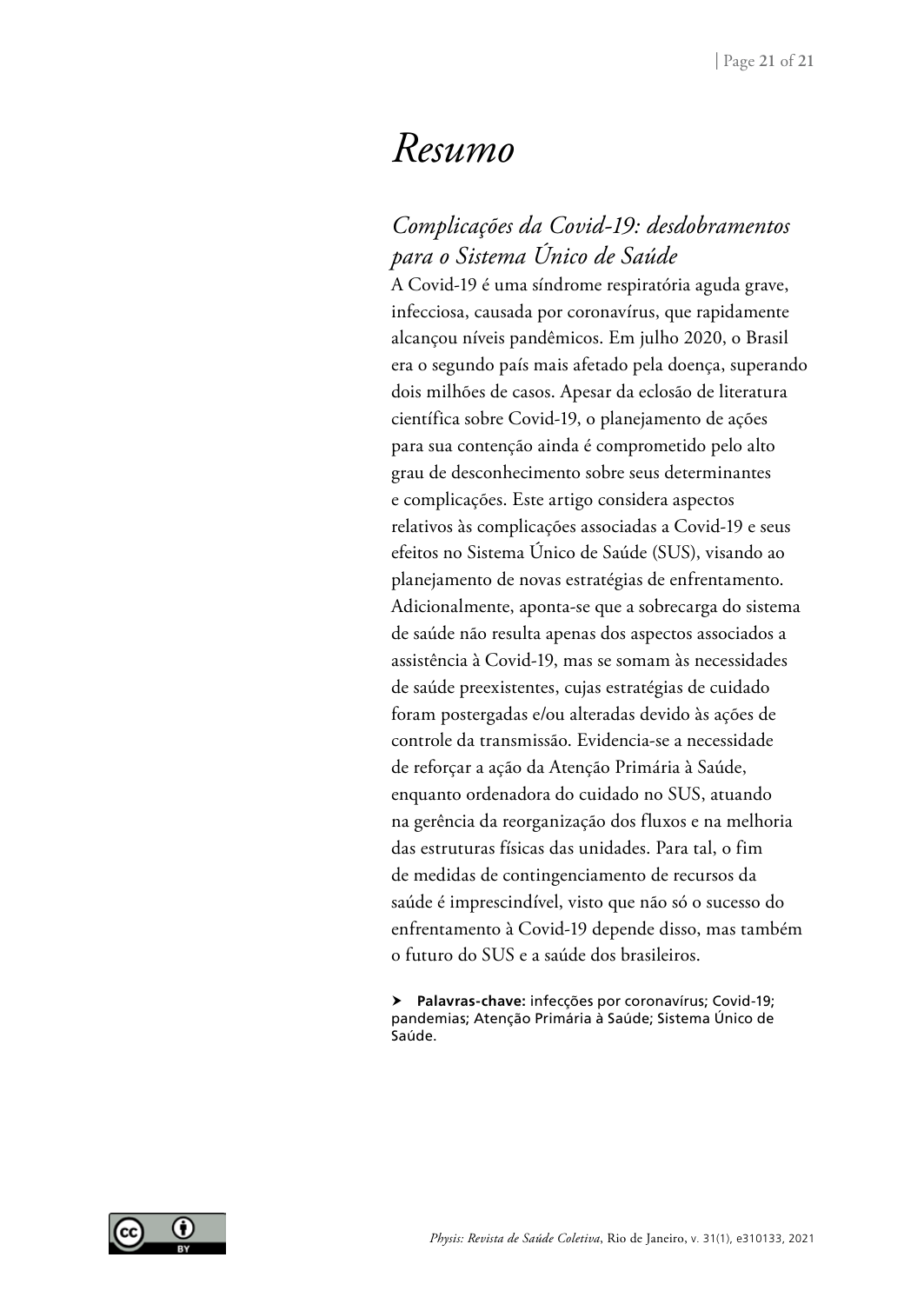# *Resumo*

## *Complicações da Covid-19: desdobramentos para o Sistema Único de Saúde*

A Covid-19 é uma síndrome respiratória aguda grave, infecciosa, causada por coronavírus, que rapidamente alcançou níveis pandêmicos. Em julho 2020, o Brasil era o segundo país mais afetado pela doença, superando dois milhões de casos. Apesar da eclosão de literatura científica sobre Covid-19, o planejamento de ações para sua contenção ainda é comprometido pelo alto grau de desconhecimento sobre seus determinantes e complicações. Este artigo considera aspectos relativos às complicações associadas a Covid-19 e seus efeitos no Sistema Único de Saúde (SUS), visando ao planejamento de novas estratégias de enfrentamento. Adicionalmente, aponta-se que a sobrecarga do sistema de saúde não resulta apenas dos aspectos associados a assistência à Covid-19, mas se somam às necessidades de saúde preexistentes, cujas estratégias de cuidado foram postergadas e/ou alteradas devido às ações de controle da transmissão. Evidencia-se a necessidade de reforçar a ação da Atenção Primária à Saúde, enquanto ordenadora do cuidado no SUS, atuando na gerência da reorganização dos fluxos e na melhoria das estruturas físicas das unidades. Para tal, o fim de medidas de contingenciamento de recursos da saúde é imprescindível, visto que não só o sucesso do enfrentamento à Covid-19 depende disso, mas também o futuro do SUS e a saúde dos brasileiros.

➤ **Palavras-chave:** infecções por coronavírus; Covid-19; pandemias; Atenção Primária à Saúde; Sistema Único de Saúde.